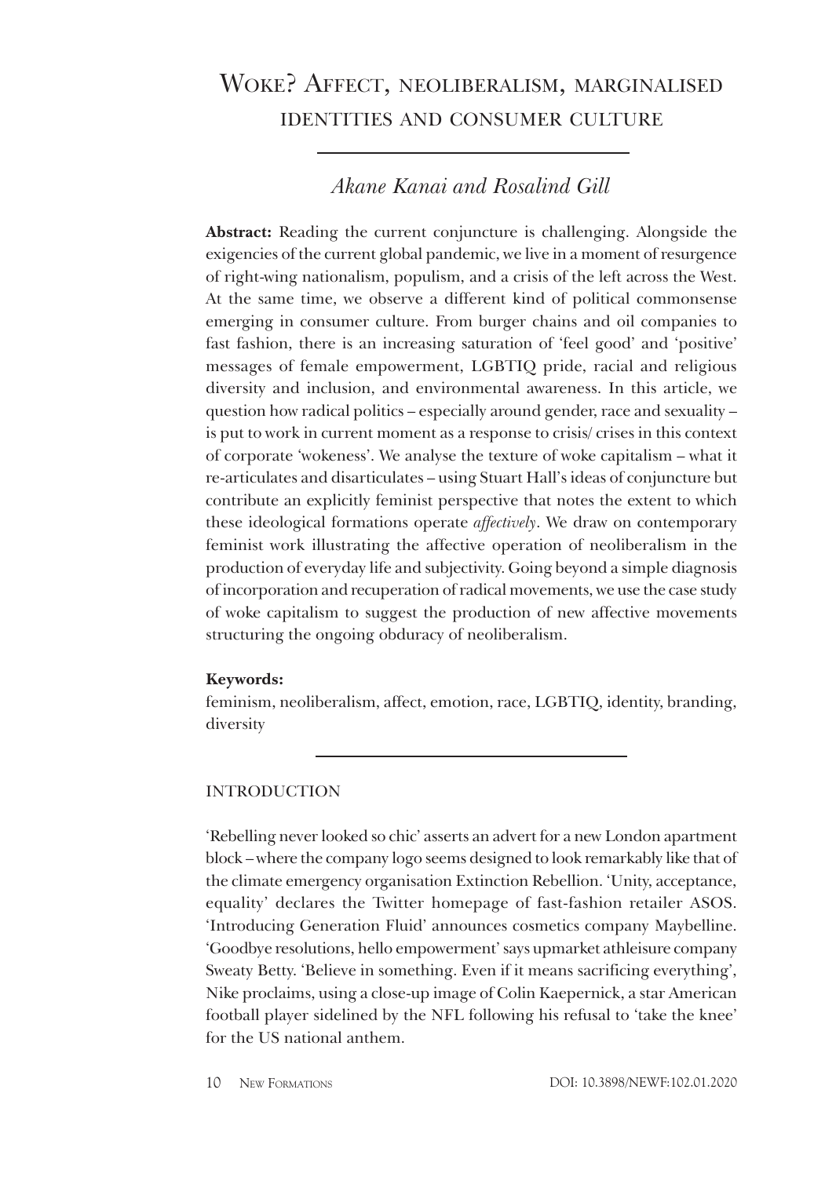# Woke? Affect, neoliberalism, marginalised identities and consumer culture

*Akane Kanai and Rosalind Gill*

**Abstract:** Reading the current conjuncture is challenging. Alongside the exigencies of the current global pandemic, we live in a moment of resurgence of right-wing nationalism, populism, and a crisis of the left across the West. At the same time, we observe a different kind of political commonsense emerging in consumer culture. From burger chains and oil companies to fast fashion, there is an increasing saturation of 'feel good' and 'positive' messages of female empowerment, LGBTIQ pride, racial and religious diversity and inclusion, and environmental awareness. In this article, we question how radical politics – especially around gender, race and sexuality – is put to work in current moment as a response to crisis/ crises in this context of corporate 'wokeness'. We analyse the texture of woke capitalism – what it re-articulates and disarticulates – using Stuart Hall's ideas of conjuncture but contribute an explicitly feminist perspective that notes the extent to which these ideological formations operate *affectively*. We draw on contemporary feminist work illustrating the affective operation of neoliberalism in the production of everyday life and subjectivity. Going beyond a simple diagnosis of incorporation and recuperation of radical movements, we use the case study of woke capitalism to suggest the production of new affective movements structuring the ongoing obduracy of neoliberalism.

**Keywords:**
feminism, neoliberalism, affect, emotion, race, LGBTIQ, identity, branding, diversity

## INTRODUCTION

'Rebelling never looked so chic' asserts an advert for a new London apartment block – where the company logo seems designed to look remarkably like that of the climate emergency organisation Extinction Rebellion. 'Unity, acceptance, equality' declares the Twitter homepage of fast-fashion retailer ASOS. 'Introducing Generation Fluid' announces cosmetics company Maybelline. 'Goodbye resolutions, hello empowerment' says upmarket athleisure company Sweaty Betty. 'Believe in something. Even if it means sacrificing everything', Nike proclaims, using a close-up image of Colin Kaepernick, a star American football player sidelined by the NFL following his refusal to 'take the knee' for the US national anthem.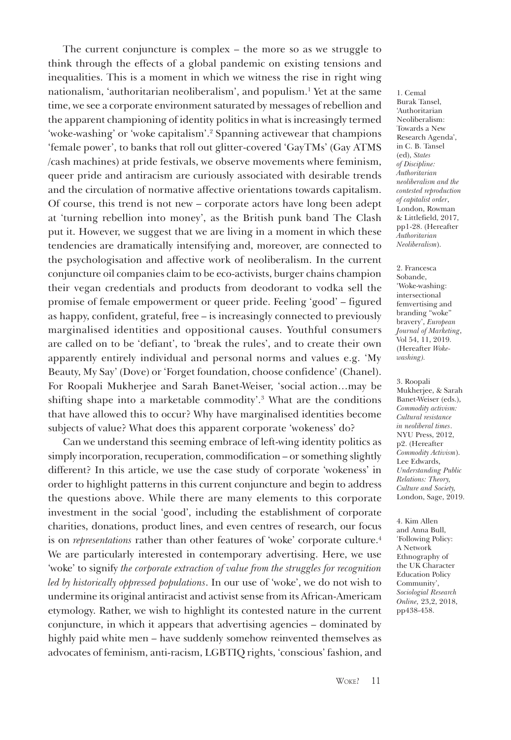The current conjuncture is complex – the more so as we struggle to think through the effects of a global pandemic on existing tensions and inequalities. This is a moment in which we witness the rise in right wing nationalism, 'authoritarian neoliberalism', and populism.[1] Yet at the same time, we see a corporate environment saturated by messages of rebellion and the apparent championing of identity politics in what is increasingly termed 'woke-washing' or 'woke capitalism'.[2] Spanning activewear that champions 'female power', to banks that roll out glitter-covered 'GayTMs' (Gay ATMS /cash machines) at pride festivals, we observe movements where feminism, queer pride and antiracism are curiously associated with desirable trends and the circulation of normative affective orientations towards capitalism. Of course, this trend is not new – corporate actors have long been adept at 'turning rebellion into money', as the British punk band The Clash put it. However, we suggest that we are living in a moment in which these tendencies are dramatically intensifying and, moreover, are connected to the psychologisation and affective work of neoliberalism. In the current conjuncture oil companies claim to be eco-activists, burger chains champion their vegan credentials and products from deodorant to vodka sell the promise of female empowerment or queer pride. Feeling 'good' – figured as happy, confident, grateful, free – is increasingly connected to previously marginalised identities and oppositional causes. Youthful consumers are called on to be 'defiant', to 'break the rules', and to create their own apparently entirely individual and personal norms and values e.g. 'My Beauty, My Say' (Dove) or 'Forget foundation, choose confidence' (Chanel). For Roopali Mukherjee and Sarah Banet-Weiser, 'social action…may be shifting shape into a marketable commodity'.[3] What are the conditions that have allowed this to occur? Why have marginalised identities become subjects of value? What does this apparent corporate 'wokeness' do?

Can we understand this seeming embrace of left-wing identity politics as simply incorporation, recuperation, commodification – or something slightly different? In this article, we use the case study of corporate 'wokeness' in order to highlight patterns in this current conjuncture and begin to address the questions above. While there are many elements to this corporate investment in the social 'good', including the establishment of corporate charities, donations, product lines, and even centres of research, our focus is on *representations* rather than other features of 'woke' corporate culture.[4] We are particularly interested in contemporary advertising. Here, we use 'woke' to signify *the corporate extraction of value from the struggles for recognition led by historically oppressed populations*. In our use of 'woke', we do not wish to undermine its original antiracist and activist sense from its African-Americam etymology. Rather, we wish to highlight its contested nature in the current conjuncture, in which it appears that advertising agencies – dominated by highly paid white men – have suddenly somehow reinvented themselves as advocates of feminism, anti-racism, LGBTIQ rights, 'conscious' fashion, and

1. Cemal Burak Tansel, 'Authoritarian Neoliberalism: Towards a New Research Agenda', in C. B. Tansel (ed), *States of Discipline: Authoritarian neoliberalism and the contested reproduction of capitalist order*, London, Rowman & Littlefield, 2017, pp1-28. (Hereafter *Authoritarian Neoliberalism*).

2. Francesca Sobande, 'Woke-washing: intersectional femvertising and branding "woke" bravery', *European Journal of Marketing*, Vol 54, 11, 2019. (Hereafter *Woke-washing).*

3. Roopali Mukherjee, & Sarah Banet-Weiser (eds.), *Commodity activism: Cultural resistance in neoliberal times*. NYU Press, 2012, p2. (Hereafter *Commodity Activism*). Lee Edwards, *Understanding Public Relations: Theory, Culture and Society*, London, Sage, 2019.

4. Kim Allen and Anna Bull, 'Following Policy: A Network Ethnography of the UK Character Education Policy Community', *Sociologial Research Online,* 23,2, 2018, pp438-458.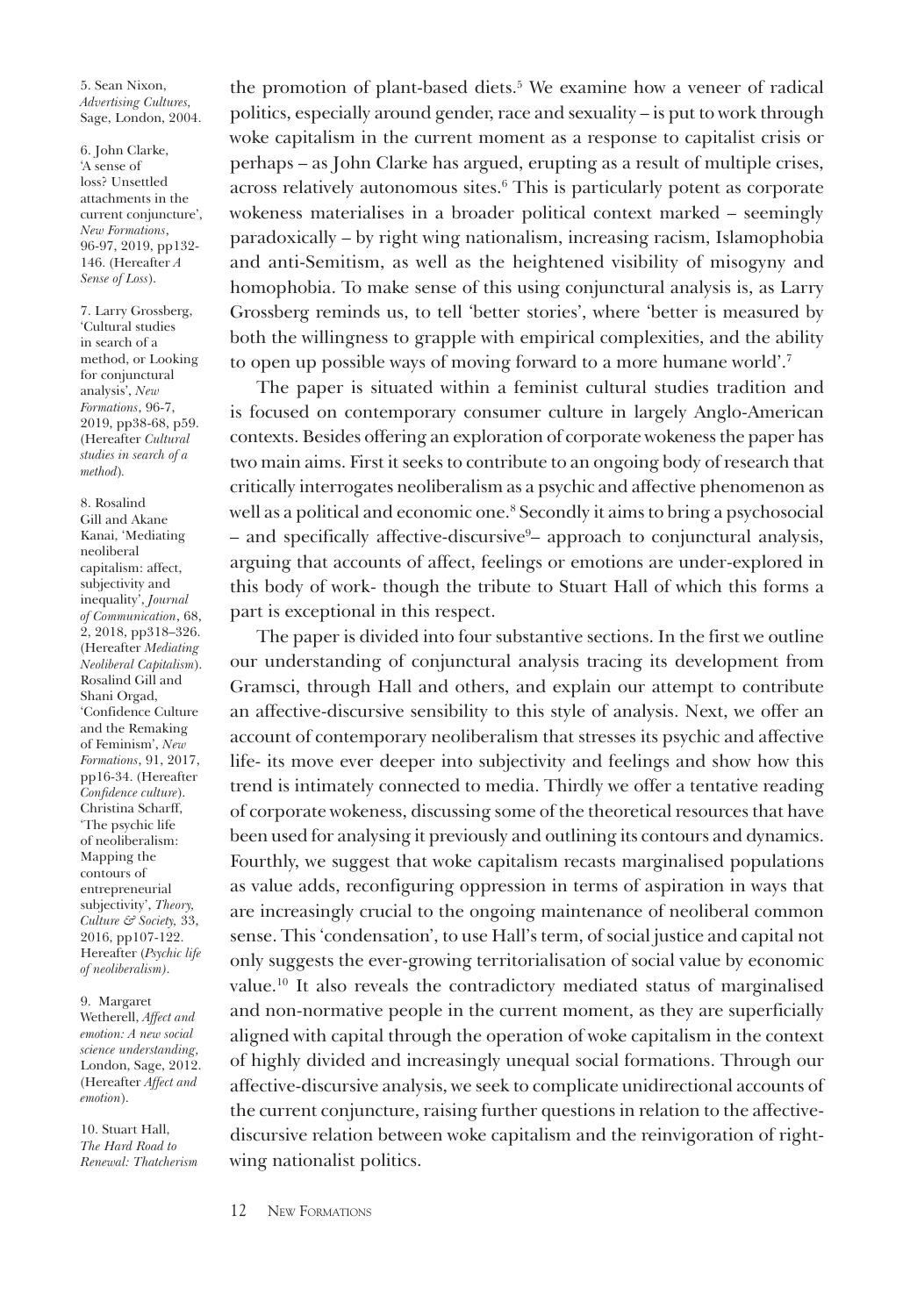the promotion of plant-based diets.[5] We examine how a veneer of radical politics, especially around gender, race and sexuality – is put to work through woke capitalism in the current moment as a response to capitalist crisis or perhaps – as John Clarke has argued, erupting as a result of multiple crises, across relatively autonomous sites.[6] This is particularly potent as corporate wokeness materialises in a broader political context marked – seemingly paradoxically – by right wing nationalism, increasing racism, Islamophobia and anti-Semitism, as well as the heightened visibility of misogyny and homophobia. To make sense of this using conjunctural analysis is, as Larry Grossberg reminds us, to tell 'better stories', where 'better is measured by both the willingness to grapple with empirical complexities, and the ability to open up possible ways of moving forward to a more humane world'.[7]

The paper is situated within a feminist cultural studies tradition and is focused on contemporary consumer culture in largely Anglo-American contexts. Besides offering an exploration of corporate wokeness the paper has two main aims. First it seeks to contribute to an ongoing body of research that critically interrogates neoliberalism as a psychic and affective phenomenon as well as a political and economic one.[8] Secondly it aims to bring a psychosocial – and specifically affective-discursive[9]– approach to conjunctural analysis, arguing that accounts of affect, feelings or emotions are under-explored in this body of work- though the tribute to Stuart Hall of which this forms a part is exceptional in this respect.

The paper is divided into four substantive sections. In the first we outline our understanding of conjunctural analysis tracing its development from Gramsci, through Hall and others, and explain our attempt to contribute an affective-discursive sensibility to this style of analysis. Next, we offer an account of contemporary neoliberalism that stresses its psychic and affective life- its move ever deeper into subjectivity and feelings and show how this trend is intimately connected to media. Thirdly we offer a tentative reading of corporate wokeness, discussing some of the theoretical resources that have been used for analysing it previously and outlining its contours and dynamics. Fourthly, we suggest that woke capitalism recasts marginalised populations as value adds, reconfiguring oppression in terms of aspiration in ways that are increasingly crucial to the ongoing maintenance of neoliberal common sense. This 'condensation', to use Hall's term, of social justice and capital not only suggests the ever-growing territorialisation of social value by economic value.[10] It also reveals the contradictory mediated status of marginalised and non-normative people in the current moment, as they are superficially aligned with capital through the operation of woke capitalism in the context of highly divided and increasingly unequal social formations. Through our affective-discursive analysis, we seek to complicate unidirectional accounts of the current conjuncture, raising further questions in relation to the affective-discursive relation between woke capitalism and the reinvigoration of right-wing nationalist politics.

---

5. Sean Nixon, *Advertising Cultures*, Sage, London, 2004.

6. John Clarke, 'A sense of loss? Unsettled attachments in the current conjuncture', *New Formations*, 96-97, 2019, pp132-146. (Hereafter *A Sense of Loss*).

7. Larry Grossberg, 'Cultural studies in search of a method, or Looking for conjunctural analysis', *New Formations*, 96-7, 2019, pp38-68, p59. (Hereafter *Cultural studies in search of a method*).

8. Rosalind Gill and Akane Kanai, 'Mediating neoliberal capitalism: affect, subjectivity and inequality', *Journal of Communication*, 68, 2, 2018, pp318–326. (Hereafter *Mediating Neoliberal Capitalism*). Rosalind Gill and Shani Orgad, 'Confidence Culture and the Remaking of Feminism', *New Formations*, 91, 2017, pp16-34. (Hereafter *Confidence culture*). Christina Scharff, 'The psychic life of neoliberalism: Mapping the contours of entrepreneurial subjectivity', *Theory, Culture & Society,* 33, 2016, pp107-122. Hereafter (*Psychic life of neoliberalism)*.

9. Margaret Wetherell, *Affect and emotion: A new social science understanding*, London, Sage, 2012. (Hereafter *Affect and emotion*).

10. Stuart Hall, *The Hard Road to Renewal: Thatcherism*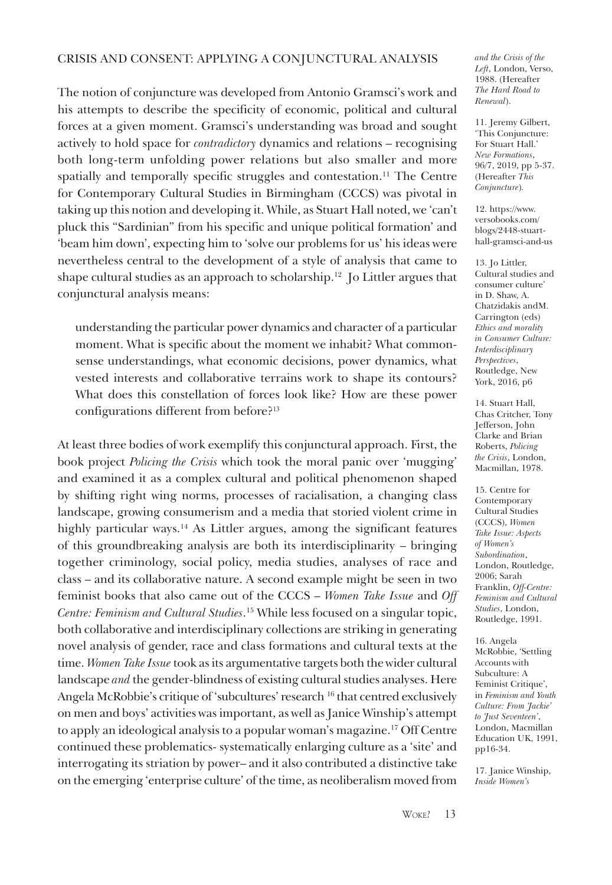## CRISIS AND CONSENT: APPLYING A CONJUNCTURAL ANALYSIS

The notion of conjuncture was developed from Antonio Gramsci's work and his attempts to describe the specificity of economic, political and cultural forces at a given moment. Gramsci's understanding was broad and sought actively to hold space for *contradictory* dynamics and relations – recognising both long-term unfolding power relations but also smaller and more spatially and temporally specific struggles and contestation.[11] The Centre for Contemporary Cultural Studies in Birmingham (CCCS) was pivotal in taking up this notion and developing it. While, as Stuart Hall noted, we 'can't pluck this "Sardinian" from his specific and unique political formation' and 'beam him down', expecting him to 'solve our problems for us' his ideas were nevertheless central to the development of a style of analysis that came to shape cultural studies as an approach to scholarship.[12] Jo Littler argues that conjunctural analysis means:

> understanding the particular power dynamics and character of a particular moment. What is specific about the moment we inhabit? What common-sense understandings, what economic decisions, power dynamics, what vested interests and collaborative terrains work to shape its contours? What does this constellation of forces look like? How are these power configurations different from before?[13]

At least three bodies of work exemplify this conjunctural approach. First, the book project *Policing the Crisis* which took the moral panic over 'mugging' and examined it as a complex cultural and political phenomenon shaped by shifting right wing norms, processes of racialisation, a changing class landscape, growing consumerism and a media that storied violent crime in highly particular ways.[14] As Littler argues, among the significant features of this groundbreaking analysis are both its interdisciplinarity – bringing together criminology, social policy, media studies, analyses of race and class – and its collaborative nature. A second example might be seen in two feminist books that also came out of the CCCS – *Women Take Issue* and *Off Centre: Feminism and Cultural Studies*.[15] While less focused on a singular topic, both collaborative and interdisciplinary collections are striking in generating novel analysis of gender, race and class formations and cultural texts at the time. *Women Take Issue* took as its argumentative targets both the wider cultural landscape *and* the gender-blindness of existing cultural studies analyses. Here Angela McRobbie's critique of 'subcultures' research [16] that centred exclusively on men and boys' activities was important, as well as Janice Winship's attempt to apply an ideological analysis to a popular woman's magazine.[17] Off Centre continued these problematics- systematically enlarging culture as a 'site' and interrogating its striation by power– and it also contributed a distinctive take on the emerging 'enterprise culture' of the time, as neoliberalism moved from

*and the Crisis of the Left*, London, Verso, 1988. (Hereafter *The Hard Road to Renewal*).

11. Jeremy Gilbert, 'This Conjuncture: For Stuart Hall.' *New Formations*, 96/7, 2019, pp 5-37. (Hereafter *This Conjuncture*).

12. https://www.versobooks.com/blogs/2448-stuart-hall-gramsci-and-us

13. Jo Littler, Cultural studies and consumer culture' in D. Shaw, A. Chatzidakis andM. Carrington (eds) *Ethics and morality in Consumer Culture: Interdisciplinary Perspectives*, Routledge, New York, 2016, p6

14. Stuart Hall, Chas Critcher, Tony Jefferson, John Clarke and Brian Roberts, *Policing the Crisis*, London, Macmillan, 1978.

15. Centre for Contemporary Cultural Studies (CCCS), *Women Take Issue: Aspects of Women's Subordination*, London, Routledge, 2006; Sarah Franklin, *Off-Centre: Feminism and Cultural Studies*, London, Routledge, 1991.

16. Angela McRobbie, 'Settling Accounts with Subculture: A Feminist Critique', in *Feminism and Youth Culture: From 'Jackie' to 'Just Seventeen'*, London, Macmillan Education UK, 1991, pp16-34.

17. Janice Winship, *Inside Women's*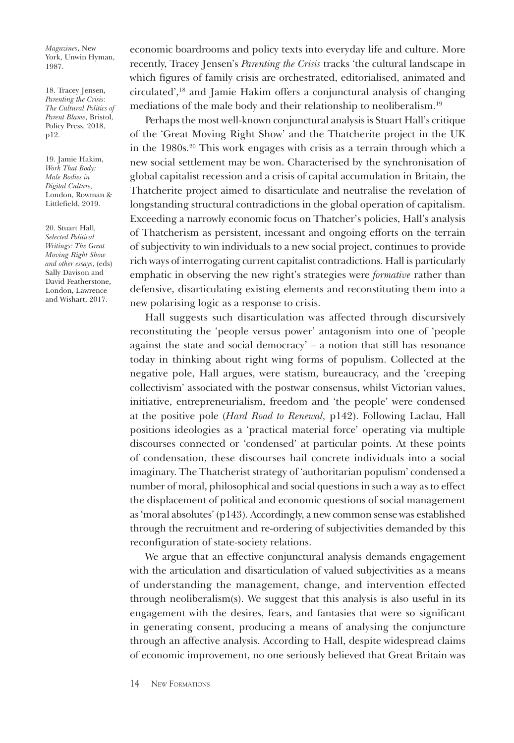economic boardrooms and policy texts into everyday life and culture. More recently, Tracey Jensen's *Parenting the Crisis* tracks 'the cultural landscape in which figures of family crisis are orchestrated, editorialised, animated and circulated',[18] and Jamie Hakim offers a conjunctural analysis of changing mediations of the male body and their relationship to neoliberalism.[19]

Perhaps the most well-known conjunctural analysis is Stuart Hall's critique of the 'Great Moving Right Show' and the Thatcherite project in the UK in the 1980s.[20] This work engages with crisis as a terrain through which a new social settlement may be won. Characterised by the synchronisation of global capitalist recession and a crisis of capital accumulation in Britain, the Thatcherite project aimed to disarticulate and neutralise the revelation of longstanding structural contradictions in the global operation of capitalism. Exceeding a narrowly economic focus on Thatcher's policies, Hall's analysis of Thatcherism as persistent, incessant and ongoing efforts on the terrain of subjectivity to win individuals to a new social project, continues to provide rich ways of interrogating current capitalist contradictions. Hall is particularly emphatic in observing the new right's strategies were *formative* rather than defensive, disarticulating existing elements and reconstituting them into a new polarising logic as a response to crisis.

Hall suggests such disarticulation was affected through discursively reconstituting the 'people versus power' antagonism into one of 'people against the state and social democracy' – a notion that still has resonance today in thinking about right wing forms of populism. Collected at the negative pole, Hall argues, were statism, bureaucracy, and the 'creeping collectivism' associated with the postwar consensus, whilst Victorian values, initiative, entrepreneurialism, freedom and 'the people' were condensed at the positive pole (*Hard Road to Renewal,* p142). Following Laclau, Hall positions ideologies as a 'practical material force' operating via multiple discourses connected or 'condensed' at particular points. At these points of condensation, these discourses hail concrete individuals into a social imaginary. The Thatcherist strategy of 'authoritarian populism' condensed a number of moral, philosophical and social questions in such a way as to effect the displacement of political and economic questions of social management as 'moral absolutes' (p143). Accordingly, a new common sense was established through the recruitment and re-ordering of subjectivities demanded by this reconfiguration of state-society relations.

We argue that an effective conjunctural analysis demands engagement with the articulation and disarticulation of valued subjectivities as a means of understanding the management, change, and intervention effected through neoliberalism(s). We suggest that this analysis is also useful in its engagement with the desires, fears, and fantasies that were so significant in generating consent, producing a means of analysing the conjuncture through an affective analysis. According to Hall, despite widespread claims of economic improvement, no one seriously believed that Great Britain was

*Magazines*, New York, Unwin Hyman, 1987.

18. Tracey Jensen, *Parenting the Crisis*: *The Cultural Politics of Parent Blame*, Bristol, Policy Press, 2018, p12.

19. Jamie Hakim, *Work That Body: Male Bodies in Digital Culture,* London, Rowman & Littlefield, 2019.

20. Stuart Hall, *Selected Political Writings: The Great Moving Right Show and other essays*, (eds) Sally Davison and David Featherstone, London, Lawrence and Wishart, 2017.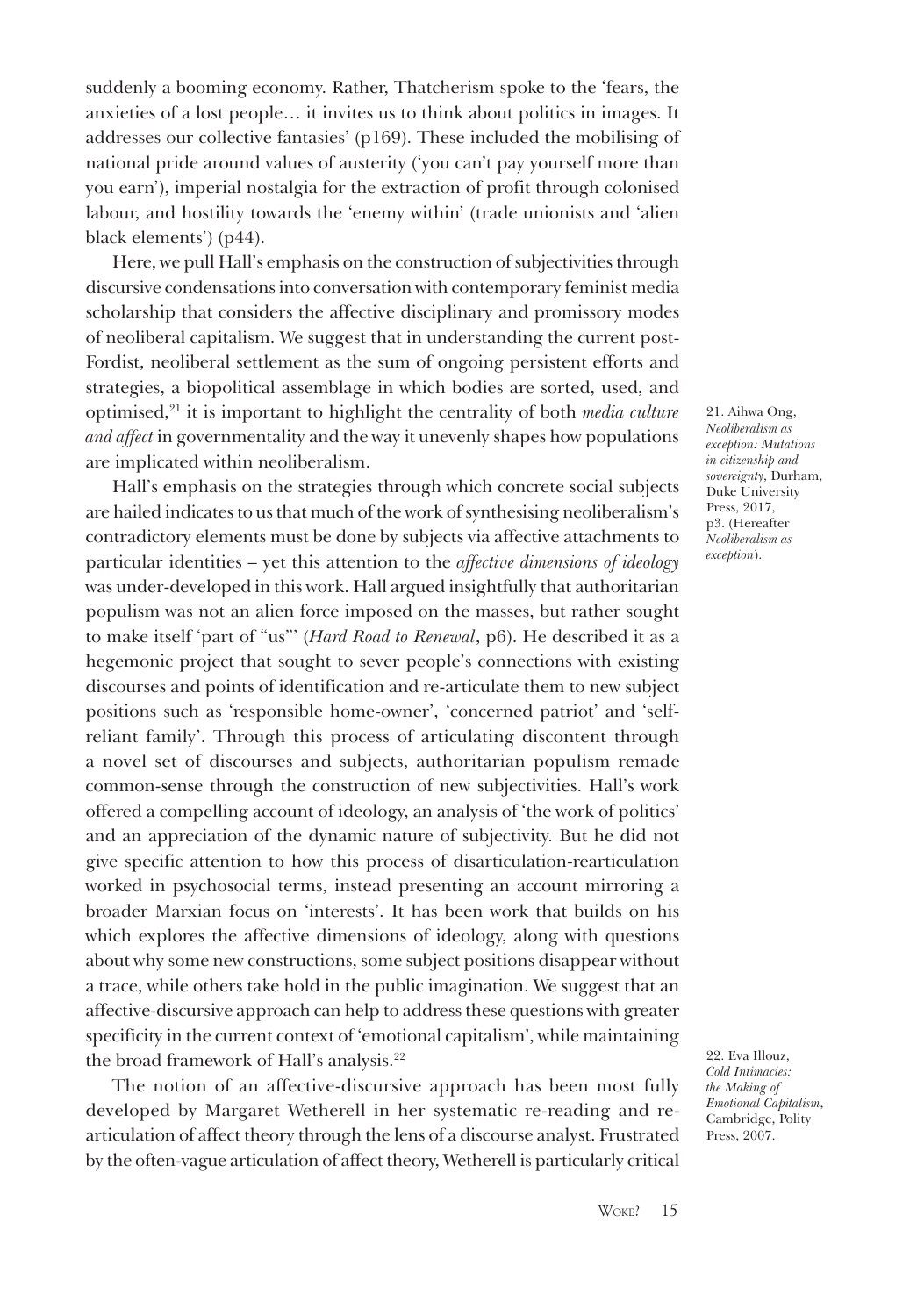suddenly a booming economy. Rather, Thatcherism spoke to the 'fears, the anxieties of a lost people… it invites us to think about politics in images. It addresses our collective fantasies' (p169). These included the mobilising of national pride around values of austerity ('you can't pay yourself more than you earn'), imperial nostalgia for the extraction of profit through colonised labour, and hostility towards the 'enemy within' (trade unionists and 'alien black elements') (p44).

Here, we pull Hall's emphasis on the construction of subjectivities through discursive condensations into conversation with contemporary feminist media scholarship that considers the affective disciplinary and promissory modes of neoliberal capitalism. We suggest that in understanding the current post-Fordist, neoliberal settlement as the sum of ongoing persistent efforts and strategies, a biopolitical assemblage in which bodies are sorted, used, and optimised,[21] it is important to highlight the centrality of both *media culture and affect* in governmentality and the way it unevenly shapes how populations are implicated within neoliberalism.

Hall's emphasis on the strategies through which concrete social subjects are hailed indicates to us that much of the work of synthesising neoliberalism's contradictory elements must be done by subjects via affective attachments to particular identities – yet this attention to the *affective dimensions of ideology* was under-developed in this work. Hall argued insightfully that authoritarian populism was not an alien force imposed on the masses, but rather sought to make itself 'part of "us"' (*Hard Road to Renewal*, p6). He described it as a hegemonic project that sought to sever people's connections with existing discourses and points of identification and re-articulate them to new subject positions such as 'responsible home-owner', 'concerned patriot' and 'self-reliant family'. Through this process of articulating discontent through a novel set of discourses and subjects, authoritarian populism remade common-sense through the construction of new subjectivities. Hall's work offered a compelling account of ideology, an analysis of 'the work of politics' and an appreciation of the dynamic nature of subjectivity. But he did not give specific attention to how this process of disarticulation-rearticulation worked in psychosocial terms, instead presenting an account mirroring a broader Marxian focus on 'interests'. It has been work that builds on his which explores the affective dimensions of ideology, along with questions about why some new constructions, some subject positions disappear without a trace, while others take hold in the public imagination. We suggest that an affective-discursive approach can help to address these questions with greater specificity in the current context of 'emotional capitalism', while maintaining the broad framework of Hall's analysis.[22]

The notion of an affective-discursive approach has been most fully developed by Margaret Wetherell in her systematic re-reading and re-articulation of affect theory through the lens of a discourse analyst. Frustrated by the often-vague articulation of affect theory, Wetherell is particularly critical

21. Aihwa Ong, *Neoliberalism as exception: Mutations in citizenship and sovereignty*, Durham, Duke University Press, 2017, p3. (Hereafter *Neoliberalism as exception*).

22. Eva Illouz, *Cold Intimacies: the Making of Emotional Capitalism*, Cambridge, Polity Press, 2007.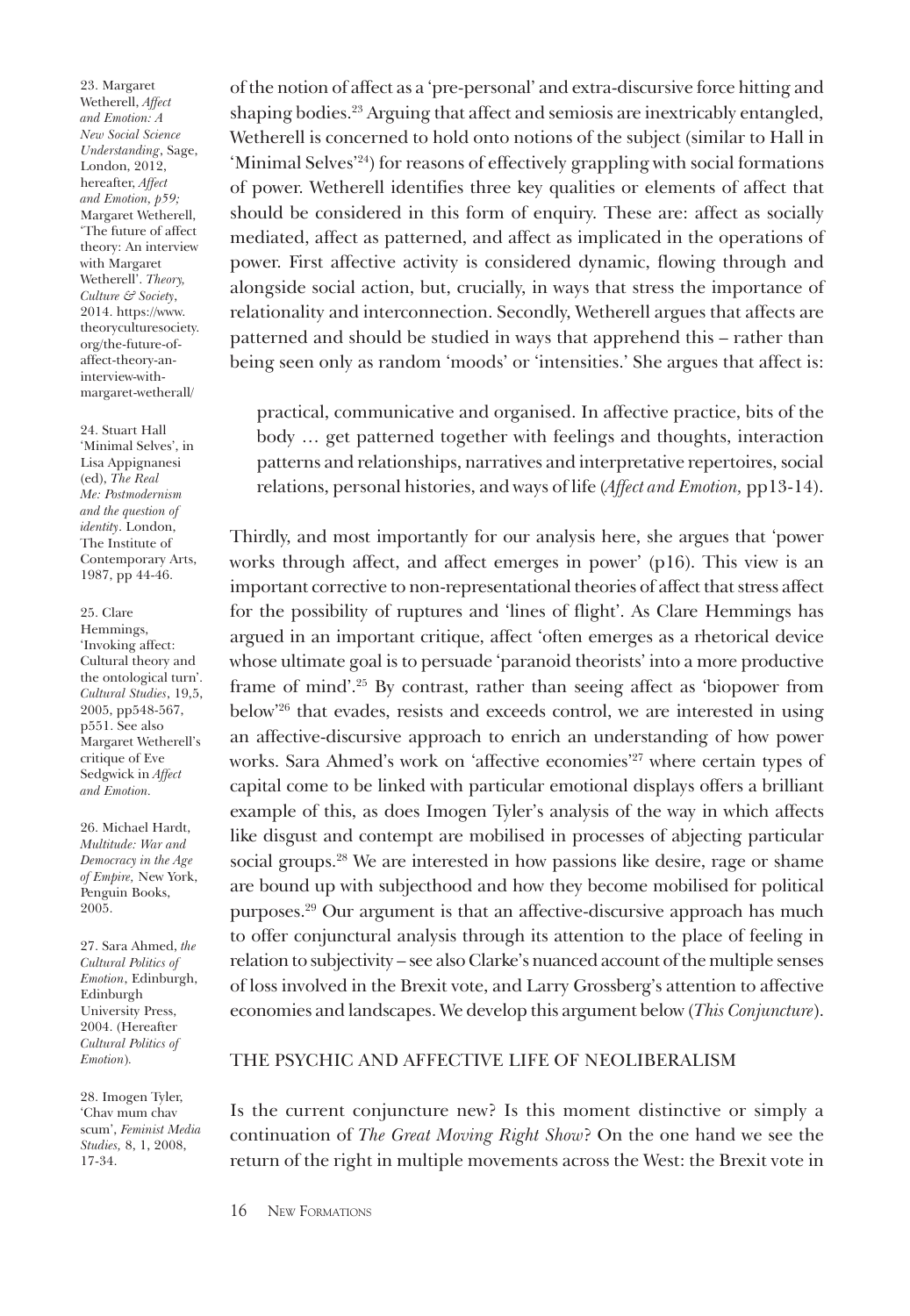of the notion of affect as a 'pre-personal' and extra-discursive force hitting and shaping bodies.[23] Arguing that affect and semiosis are inextricably entangled, Wetherell is concerned to hold onto notions of the subject (similar to Hall in 'Minimal Selves'[24]) for reasons of effectively grappling with social formations of power. Wetherell identifies three key qualities or elements of affect that should be considered in this form of enquiry. These are: affect as socially mediated, affect as patterned, and affect as implicated in the operations of power. First affective activity is considered dynamic, flowing through and alongside social action, but, crucially, in ways that stress the importance of relationality and interconnection. Secondly, Wetherell argues that affects are patterned and should be studied in ways that apprehend this – rather than being seen only as random 'moods' or 'intensities.' She argues that affect is:

> practical, communicative and organised. In affective practice, bits of the body … get patterned together with feelings and thoughts, interaction patterns and relationships, narratives and interpretative repertoires, social relations, personal histories, and ways of life (*Affect and Emotion,* pp13-14).

Thirdly, and most importantly for our analysis here, she argues that 'power works through affect, and affect emerges in power' (p16). This view is an important corrective to non-representational theories of affect that stress affect for the possibility of ruptures and 'lines of flight'. As Clare Hemmings has argued in an important critique, affect 'often emerges as a rhetorical device whose ultimate goal is to persuade 'paranoid theorists' into a more productive frame of mind'.[25] By contrast, rather than seeing affect as 'biopower from below'[26] that evades, resists and exceeds control, we are interested in using an affective-discursive approach to enrich an understanding of how power works. Sara Ahmed's work on 'affective economies'[27] where certain types of capital come to be linked with particular emotional displays offers a brilliant example of this, as does Imogen Tyler's analysis of the way in which affects like disgust and contempt are mobilised in processes of abjecting particular social groups.[28] We are interested in how passions like desire, rage or shame are bound up with subjecthood and how they become mobilised for political purposes.[29] Our argument is that an affective-discursive approach has much to offer conjunctural analysis through its attention to the place of feeling in relation to subjectivity – see also Clarke's nuanced account of the multiple senses of loss involved in the Brexit vote, and Larry Grossberg's attention to affective economies and landscapes. We develop this argument below (*This Conjuncture*).

## THE PSYCHIC AND AFFECTIVE LIFE OF NEOLIBERALISM

Is the current conjuncture new? Is this moment distinctive or simply a continuation of *The Great Moving Right Show*? On the one hand we see the return of the right in multiple movements across the West: the Brexit vote in

---

23. Margaret Wetherell, *Affect and Emotion: A New Social Science Understanding*, Sage, London, 2012, hereafter, *Affect and Emotion, p59;* Margaret Wetherell, 'The future of affect theory: An interview with Margaret Wetherell'. *Theory, Culture & Society*, 2014. https://www.theoryculturesociety.org/the-future-of-affect-theory-an-interview-with-margaret-wetherall/

24. Stuart Hall 'Minimal Selves', in Lisa Appignanesi (ed), *The Real Me: Postmodernism and the question of identity*. London, The Institute of Contemporary Arts, 1987, pp 44-46.

25. Clare Hemmings, 'Invoking affect: Cultural theory and the ontological turn'. *Cultural Studies*, 19,5, 2005, pp548-567, p551. See also Margaret Wetherell's critique of Eve Sedgwick in *Affect and Emotion.*

26. Michael Hardt, *Multitude: War and Democracy in the Age of Empire,* New York, Penguin Books, 2005.

27. Sara Ahmed, *the Cultural Politics of Emotion*, Edinburgh, Edinburgh University Press, 2004. (Hereafter *Cultural Politics of Emotion*).

28. Imogen Tyler, 'Chav mum chav scum', *Feminist Media Studies*, 8, 1, 2008, 17-34.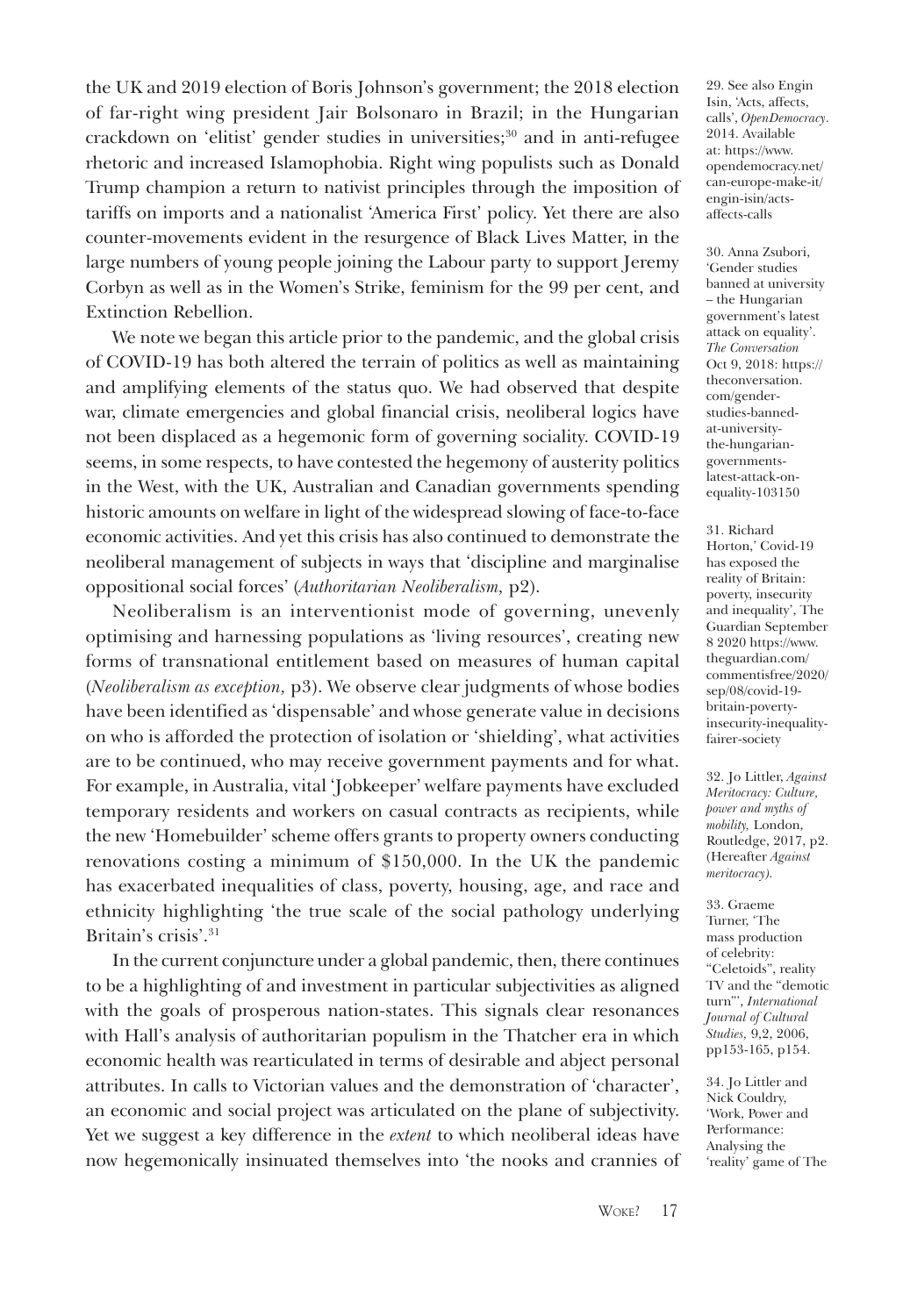the UK and 2019 election of Boris Johnson's government; the 2018 election of far-right wing president Jair Bolsonaro in Brazil; in the Hungarian crackdown on 'elitist' gender studies in universities;[30] and in anti-refugee rhetoric and increased Islamophobia. Right wing populists such as Donald Trump champion a return to nativist principles through the imposition of tariffs on imports and a nationalist 'America First' policy. Yet there are also counter-movements evident in the resurgence of Black Lives Matter, in the large numbers of young people joining the Labour party to support Jeremy Corbyn as well as in the Women's Strike, feminism for the 99 per cent, and Extinction Rebellion.

We note we began this article prior to the pandemic, and the global crisis of COVID-19 has both altered the terrain of politics as well as maintaining and amplifying elements of the status quo. We had observed that despite war, climate emergencies and global financial crisis, neoliberal logics have not been displaced as a hegemonic form of governing sociality. COVID-19 seems, in some respects, to have contested the hegemony of austerity politics in the West, with the UK, Australian and Canadian governments spending historic amounts on welfare in light of the widespread slowing of face-to-face economic activities. And yet this crisis has also continued to demonstrate the neoliberal management of subjects in ways that 'discipline and marginalise oppositional social forces' (*Authoritarian Neoliberalism,* p2).

Neoliberalism is an interventionist mode of governing, unevenly optimising and harnessing populations as 'living resources', creating new forms of transnational entitlement based on measures of human capital (*Neoliberalism as exception,* p3). We observe clear judgments of whose bodies have been identified as 'dispensable' and whose generate value in decisions on who is afforded the protection of isolation or 'shielding', what activities are to be continued, who may receive government payments and for what. For example, in Australia, vital 'Jobkeeper' welfare payments have excluded temporary residents and workers on casual contracts as recipients, while the new 'Homebuilder' scheme offers grants to property owners conducting renovations costing a minimum of $150,000. In the UK the pandemic has exacerbated inequalities of class, poverty, housing, age, and race and ethnicity highlighting 'the true scale of the social pathology underlying Britain's crisis'.[31]

In the current conjuncture under a global pandemic, then, there continues to be a highlighting of and investment in particular subjectivities as aligned with the goals of prosperous nation-states. This signals clear resonances with Hall's analysis of authoritarian populism in the Thatcher era in which economic health was rearticulated in terms of desirable and abject personal attributes. In calls to Victorian values and the demonstration of 'character', an economic and social project was articulated on the plane of subjectivity. Yet we suggest a key difference in the *extent* to which neoliberal ideas have now hegemonically insinuated themselves into 'the nooks and crannies of

29. See also Engin Isin, 'Acts, affects, calls', *OpenDemocracy*. 2014. Available at: https://www.opendemocracy.net/can-europe-make-it/engin-isin/acts-affects-calls

30. Anna Zsubori, 'Gender studies banned at university – the Hungarian government's latest attack on equality'. *The Conversation* Oct 9, 2018: https://theconversation.com/gender-studies-banned-at-university-the-hungarian-governments-latest-attack-on-equality-103150

31. Richard Horton,' Covid-19 has exposed the reality of Britain: poverty, insecurity and inequality', The Guardian September 8 2020 https://www.theguardian.com/commentisfree/2020/sep/08/covid-19-britain-poverty-insecurity-inequality-fairer-society

32. Jo Littler, *Against Meritocracy: Culture, power and myths of mobility,* London, Routledge, 2017, p2. (Hereafter *Against meritocracy).*

33. Graeme Turner, 'The mass production of celebrity: "Celetoids", reality TV and the "demotic turn"', *International Journal of Cultural Studies,* 9,2, 2006, pp153-165, p154.

34. Jo Littler and Nick Couldry, 'Work, Power and Performance: Analysing the 'reality' game of The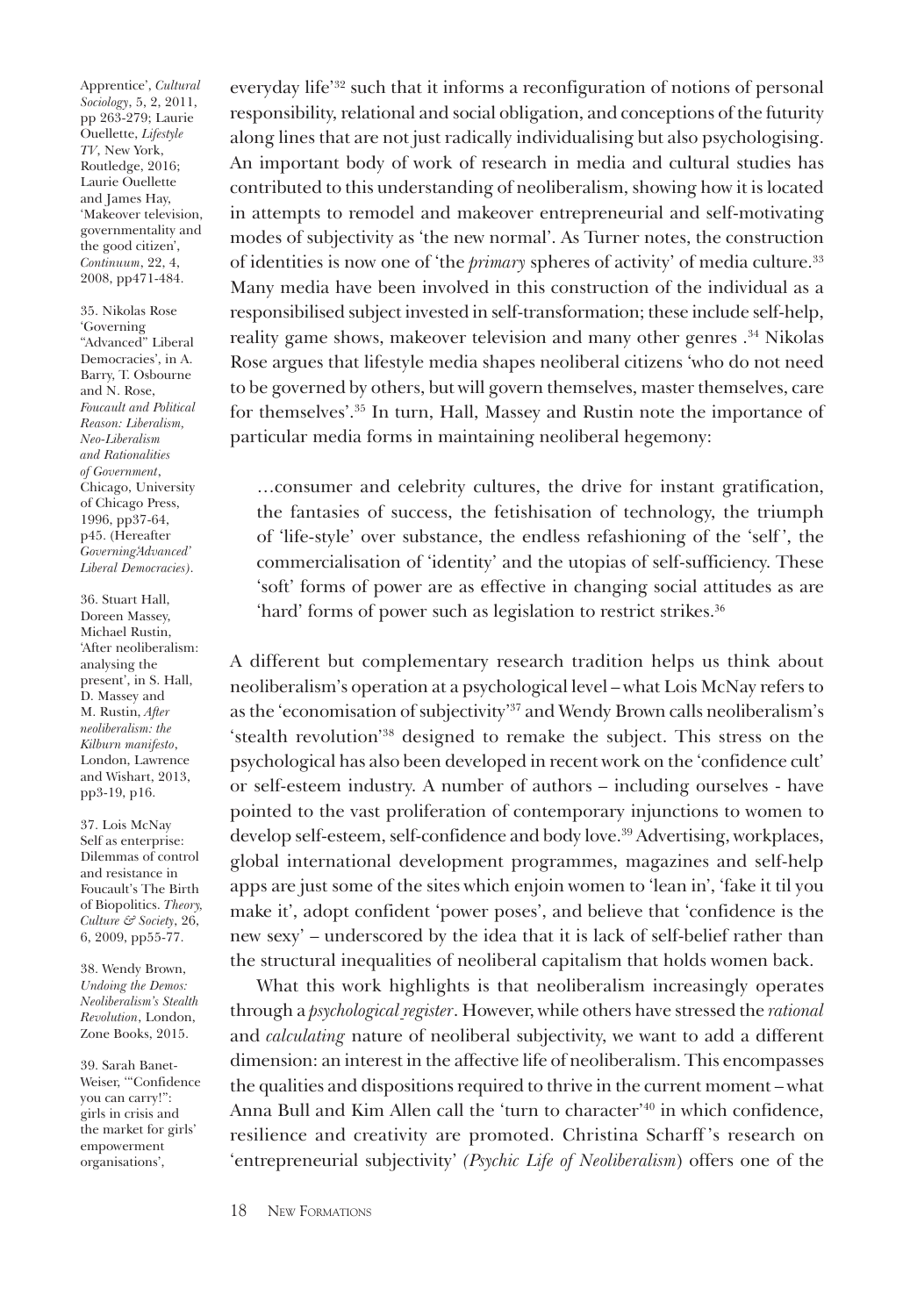everyday life'[32] such that it informs a reconfiguration of notions of personal responsibility, relational and social obligation, and conceptions of the futurity along lines that are not just radically individualising but also psychologising. An important body of work of research in media and cultural studies has contributed to this understanding of neoliberalism, showing how it is located in attempts to remodel and makeover entrepreneurial and self-motivating modes of subjectivity as 'the new normal'. As Turner notes, the construction of identities is now one of 'the *primary* spheres of activity' of media culture.[33] Many media have been involved in this construction of the individual as a responsibilised subject invested in self-transformation; these include self-help, reality game shows, makeover television and many other genres .[34] Nikolas Rose argues that lifestyle media shapes neoliberal citizens 'who do not need to be governed by others, but will govern themselves, master themselves, care for themselves'.[35] In turn, Hall, Massey and Rustin note the importance of particular media forms in maintaining neoliberal hegemony:

> …consumer and celebrity cultures, the drive for instant gratification, the fantasies of success, the fetishisation of technology, the triumph of 'life-style' over substance, the endless refashioning of the 'self', the commercialisation of 'identity' and the utopias of self-sufficiency. These 'soft' forms of power are as effective in changing social attitudes as are 'hard' forms of power such as legislation to restrict strikes.[36]

A different but complementary research tradition helps us think about neoliberalism's operation at a psychological level – what Lois McNay refers to as the 'economisation of subjectivity'[37] and Wendy Brown calls neoliberalism's 'stealth revolution'[38] designed to remake the subject. This stress on the psychological has also been developed in recent work on the 'confidence cult' or self-esteem industry. A number of authors – including ourselves - have pointed to the vast proliferation of contemporary injunctions to women to develop self-esteem, self-confidence and body love.[39] Advertising, workplaces, global international development programmes, magazines and self-help apps are just some of the sites which enjoin women to 'lean in', 'fake it til you make it', adopt confident 'power poses', and believe that 'confidence is the new sexy' – underscored by the idea that it is lack of self-belief rather than the structural inequalities of neoliberal capitalism that holds women back.

What this work highlights is that neoliberalism increasingly operates through a *psychological register*. However, while others have stressed the *rational* and *calculating* nature of neoliberal subjectivity, we want to add a different dimension: an interest in the affective life of neoliberalism. This encompasses the qualities and dispositions required to thrive in the current moment – what Anna Bull and Kim Allen call the 'turn to character'[40] in which confidence, resilience and creativity are promoted. Christina Scharff's research on 'entrepreneurial subjectivity' *(Psychic Life of Neoliberalism*) offers one of the

Apprentice', *Cultural Sociology*, 5, 2, 2011, pp 263-279; Laurie Ouellette, *Lifestyle TV*, New York, Routledge, 2016; Laurie Ouellette and James Hay, 'Makeover television, governmentality and the good citizen', *Continuum*, 22, 4, 2008, pp471-484.

35. Nikolas Rose 'Governing "Advanced" Liberal Democracies', in A. Barry, T. Osbourne and N. Rose, *Foucault and Political Reason: Liberalism, Neo-Liberalism and Rationalities of Government*, Chicago, University of Chicago Press, 1996, pp37-64, p45. (Hereafter *Governing'Advanced' Liberal Democracies)*.

36. Stuart Hall, Doreen Massey, Michael Rustin, 'After neoliberalism: analysing the present', in S. Hall, D. Massey and M. Rustin, *After neoliberalism: the Kilburn manifesto*, London, Lawrence and Wishart, 2013, pp3-19, p16.

37. Lois McNay Self as enterprise: Dilemmas of control and resistance in Foucault's The Birth of Biopolitics. *Theory, Culture & Society*, 26, 6, 2009, pp55-77.

38. Wendy Brown, *Undoing the Demos: Neoliberalism's Stealth Revolution*, London, Zone Books, 2015.

39. Sarah Banet-Weiser, '"Confidence you can carry!": girls in crisis and the market for girls' empowerment organisations',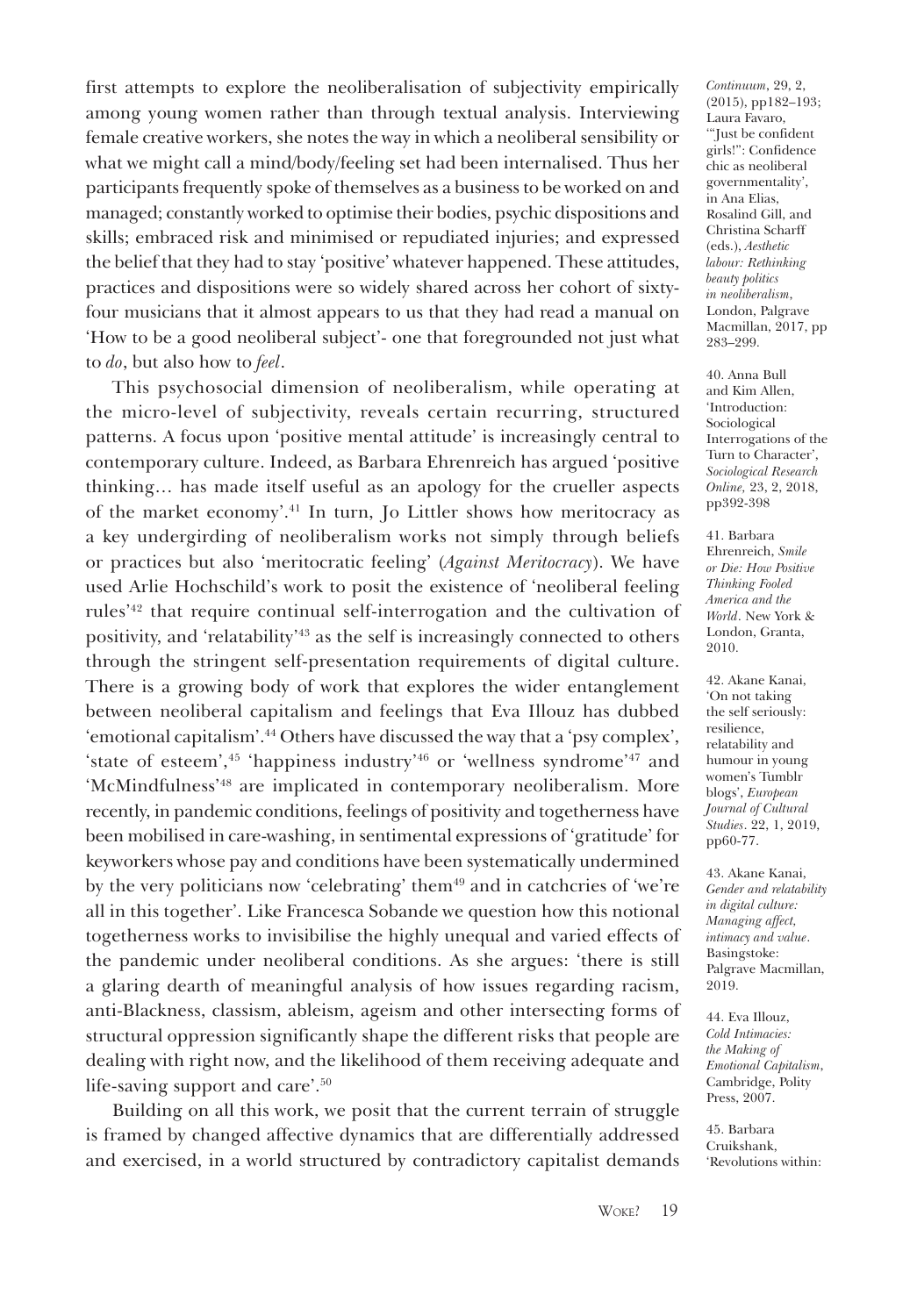first attempts to explore the neoliberalisation of subjectivity empirically among young women rather than through textual analysis. Interviewing female creative workers, she notes the way in which a neoliberal sensibility or what we might call a mind/body/feeling set had been internalised. Thus her participants frequently spoke of themselves as a business to be worked on and managed; constantly worked to optimise their bodies, psychic dispositions and skills; embraced risk and minimised or repudiated injuries; and expressed the belief that they had to stay 'positive' whatever happened. These attitudes, practices and dispositions were so widely shared across her cohort of sixty-four musicians that it almost appears to us that they had read a manual on 'How to be a good neoliberal subject'- one that foregrounded not just what to *do*, but also how to *feel*.

This psychosocial dimension of neoliberalism, while operating at the micro-level of subjectivity, reveals certain recurring, structured patterns. A focus upon 'positive mental attitude' is increasingly central to contemporary culture. Indeed, as Barbara Ehrenreich has argued 'positive thinking… has made itself useful as an apology for the crueller aspects of the market economy'.[41] In turn, Jo Littler shows how meritocracy as a key undergirding of neoliberalism works not simply through beliefs or practices but also 'meritocratic feeling' (*Against Meritocracy*). We have used Arlie Hochschild's work to posit the existence of 'neoliberal feeling rules'[42] that require continual self-interrogation and the cultivation of positivity, and 'relatability'[43] as the self is increasingly connected to others through the stringent self-presentation requirements of digital culture. There is a growing body of work that explores the wider entanglement between neoliberal capitalism and feelings that Eva Illouz has dubbed 'emotional capitalism'.[44] Others have discussed the way that a 'psy complex', 'state of esteem',[45] 'happiness industry'[46] or 'wellness syndrome'[47] and 'McMindfulness'[48] are implicated in contemporary neoliberalism. More recently, in pandemic conditions, feelings of positivity and togetherness have been mobilised in care-washing, in sentimental expressions of 'gratitude' for keyworkers whose pay and conditions have been systematically undermined by the very politicians now 'celebrating' them[49] and in catchcries of 'we're all in this together'. Like Francesca Sobande we question how this notional togetherness works to invisibilise the highly unequal and varied effects of the pandemic under neoliberal conditions. As she argues: 'there is still a glaring dearth of meaningful analysis of how issues regarding racism, anti-Blackness, classism, ableism, ageism and other intersecting forms of structural oppression significantly shape the different risks that people are dealing with right now, and the likelihood of them receiving adequate and life-saving support and care'.[50]

Building on all this work, we posit that the current terrain of struggle is framed by changed affective dynamics that are differentially addressed and exercised, in a world structured by contradictory capitalist demands

---

*Continuum*, 29, 2, (2015), pp182–193; Laura Favaro, '"Just be confident girls!": Confidence chic as neoliberal governmentality', in Ana Elias, Rosalind Gill, and Christina Scharff (eds.), *Aesthetic labour: Rethinking beauty politics in neoliberalism*, London, Palgrave Macmillan, 2017, pp 283–299.

40. Anna Bull and Kim Allen, 'Introduction: Sociological Interrogations of the Turn to Character', *Sociological Research Online*, 23, 2, 2018, pp392-398

41. Barbara Ehrenreich, *Smile or Die: How Positive Thinking Fooled America and the World*. New York & London, Granta, 2010.

42. Akane Kanai, 'On not taking the self seriously: resilience, relatability and humour in young women's Tumblr blogs', *European Journal of Cultural Studies*. 22, 1, 2019, pp60-77.

43. Akane Kanai, *Gender and relatability in digital culture: Managing affect, intimacy and value*. Basingstoke: Palgrave Macmillan, 2019.

44. Eva Illouz, *Cold Intimacies: the Making of Emotional Capitalism*, Cambridge, Polity Press, 2007.

45. Barbara Cruikshank, 'Revolutions within: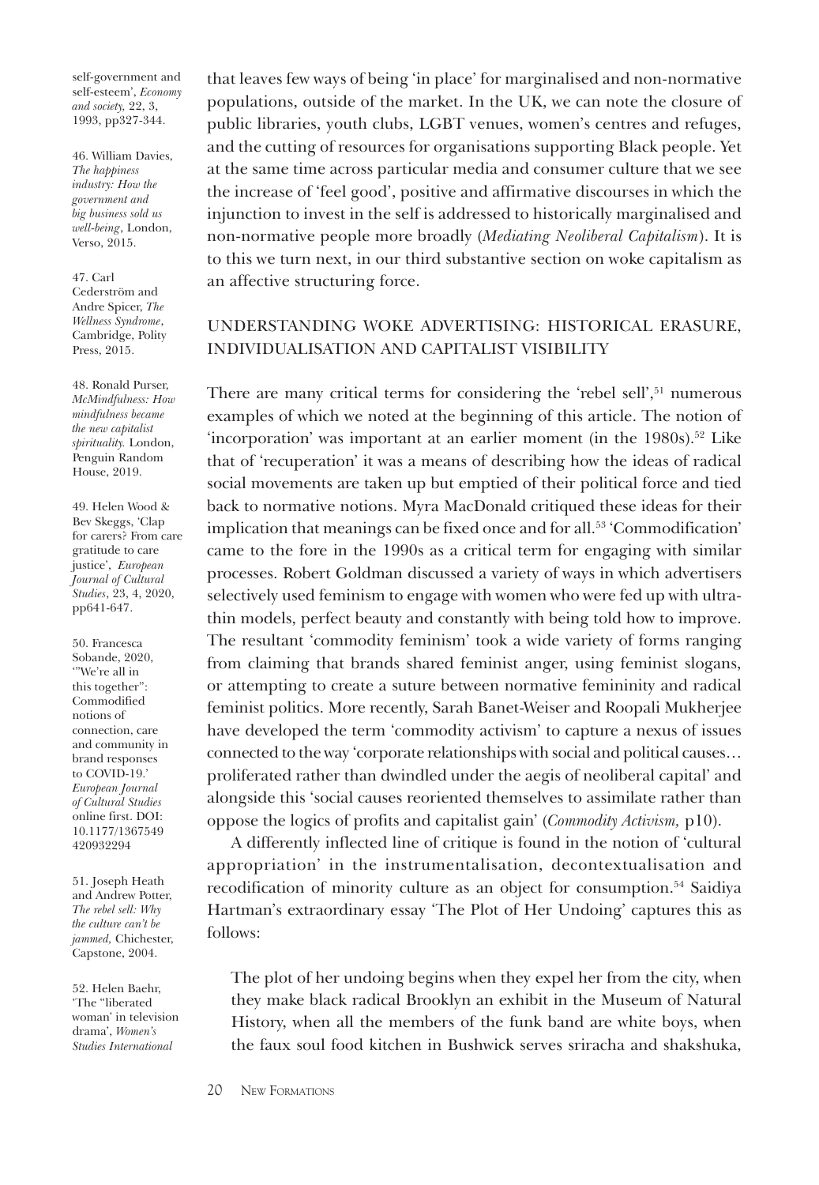that leaves few ways of being 'in place' for marginalised and non-normative populations, outside of the market. In the UK, we can note the closure of public libraries, youth clubs, LGBT venues, women's centres and refuges, and the cutting of resources for organisations supporting Black people. Yet at the same time across particular media and consumer culture that we see the increase of 'feel good', positive and affirmative discourses in which the injunction to invest in the self is addressed to historically marginalised and non-normative people more broadly (*Mediating Neoliberal Capitalism*). It is to this we turn next, in our third substantive section on woke capitalism as an affective structuring force.

## UNDERSTANDING WOKE ADVERTISING: HISTORICAL ERASURE, INDIVIDUALISATION AND CAPITALIST VISIBILITY

There are many critical terms for considering the 'rebel sell',[51] numerous examples of which we noted at the beginning of this article. The notion of 'incorporation' was important at an earlier moment (in the 1980s).[52] Like that of 'recuperation' it was a means of describing how the ideas of radical social movements are taken up but emptied of their political force and tied back to normative notions. Myra MacDonald critiqued these ideas for their implication that meanings can be fixed once and for all.[53] 'Commodification' came to the fore in the 1990s as a critical term for engaging with similar processes. Robert Goldman discussed a variety of ways in which advertisers selectively used feminism to engage with women who were fed up with ultra-thin models, perfect beauty and constantly with being told how to improve. The resultant 'commodity feminism' took a wide variety of forms ranging from claiming that brands shared feminist anger, using feminist slogans, or attempting to create a suture between normative femininity and radical feminist politics. More recently, Sarah Banet-Weiser and Roopali Mukherjee have developed the term 'commodity activism' to capture a nexus of issues connected to the way 'corporate relationships with social and political causes… proliferated rather than dwindled under the aegis of neoliberal capital' and alongside this 'social causes reoriented themselves to assimilate rather than oppose the logics of profits and capitalist gain' (*Commodity Activism,* p10).

A differently inflected line of critique is found in the notion of 'cultural appropriation' in the instrumentalisation, decontextualisation and recodification of minority culture as an object for consumption.[54] Saidiya Hartman's extraordinary essay 'The Plot of Her Undoing' captures this as follows:

> The plot of her undoing begins when they expel her from the city, when they make black radical Brooklyn an exhibit in the Museum of Natural History, when all the members of the funk band are white boys, when the faux soul food kitchen in Bushwick serves sriracha and shakshuka,

---

self-government and self-esteem', *Economy and society,* 22, 3, 1993, pp327-344.

46. William Davies, *The happiness industry: How the government and big business sold us well-being*, London, Verso, 2015.

47. Carl Cederström and Andre Spicer, *The Wellness Syndrome*, Cambridge, Polity Press, 2015.

48. Ronald Purser, *McMindfulness: How mindfulness became the new capitalist spirituality.* London, Penguin Random House, 2019.

49. Helen Wood & Bev Skeggs, 'Clap for carers? From care gratitude to care justice', *European Journal of Cultural Studies*, 23, 4, 2020, pp641-647.

50. Francesca Sobande, 2020, '"We're all in this together": Commodified notions of connection, care and community in brand responses to COVID-19.' *European Journal of Cultural Studies* online first. DOI: 10.1177/1367549420932294

51. Joseph Heath and Andrew Potter, *The rebel sell: Why the culture can't be jammed,* Chichester, Capstone, 2004.

52. Helen Baehr, 'The "liberated woman' in television drama', *Women's Studies International*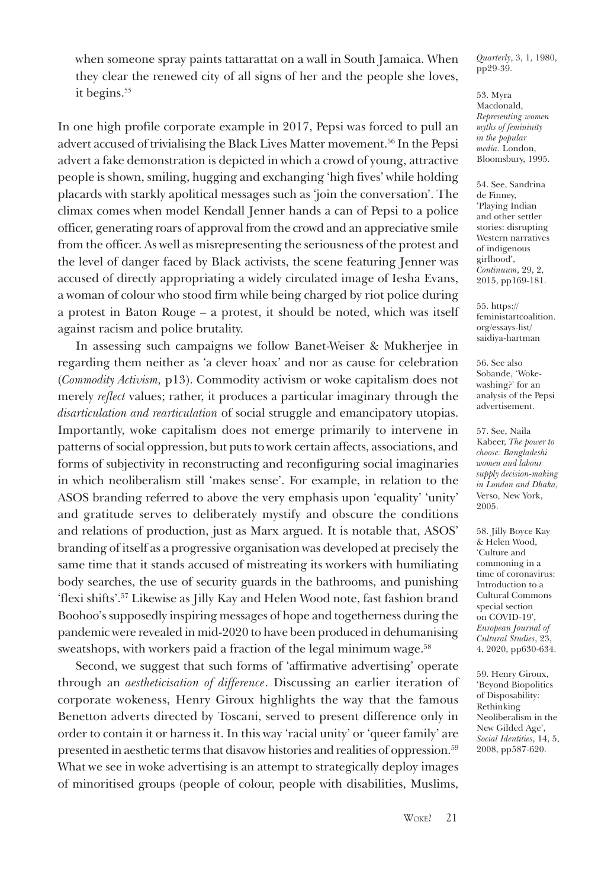> when someone spray paints tattarattat on a wall in South Jamaica. When they clear the renewed city of all signs of her and the people she loves, it begins.[55]

In one high profile corporate example in 2017, Pepsi was forced to pull an advert accused of trivialising the Black Lives Matter movement.[56] In the Pepsi advert a fake demonstration is depicted in which a crowd of young, attractive people is shown, smiling, hugging and exchanging 'high fives' while holding placards with starkly apolitical messages such as 'join the conversation'. The climax comes when model Kendall Jenner hands a can of Pepsi to a police officer, generating roars of approval from the crowd and an appreciative smile from the officer. As well as misrepresenting the seriousness of the protest and the level of danger faced by Black activists, the scene featuring Jenner was accused of directly appropriating a widely circulated image of Iesha Evans, a woman of colour who stood firm while being charged by riot police during a protest in Baton Rouge – a protest, it should be noted, which was itself against racism and police brutality.

In assessing such campaigns we follow Banet-Weiser & Mukherjee in regarding them neither as 'a clever hoax' and nor as cause for celebration (*Commodity Activism,* p13). Commodity activism or woke capitalism does not merely *reflect* values; rather, it produces a particular imaginary through the *disarticulation and rearticulation* of social struggle and emancipatory utopias. Importantly, woke capitalism does not emerge primarily to intervene in patterns of social oppression, but puts to work certain affects, associations, and forms of subjectivity in reconstructing and reconfiguring social imaginaries in which neoliberalism still 'makes sense'. For example, in relation to the ASOS branding referred to above the very emphasis upon 'equality' 'unity' and gratitude serves to deliberately mystify and obscure the conditions and relations of production, just as Marx argued. It is notable that, ASOS' branding of itself as a progressive organisation was developed at precisely the same time that it stands accused of mistreating its workers with humiliating body searches, the use of security guards in the bathrooms, and punishing 'flexi shifts'.[57] Likewise as Jilly Kay and Helen Wood note, fast fashion brand Boohoo's supposedly inspiring messages of hope and togetherness during the pandemic were revealed in mid-2020 to have been produced in dehumanising sweatshops, with workers paid a fraction of the legal minimum wage.[58]

Second, we suggest that such forms of 'affirmative advertising' operate through an *aestheticisation of difference*. Discussing an earlier iteration of corporate wokeness, Henry Giroux highlights the way that the famous Benetton adverts directed by Toscani, served to present difference only in order to contain it or harness it. In this way 'racial unity' or 'queer family' are presented in aesthetic terms that disavow histories and realities of oppression.[59] What we see in woke advertising is an attempt to strategically deploy images of minoritised groups (people of colour, people with disabilities, Muslims,

---

*Quarterly*, 3, 1, 1980, pp29-39.

53. Myra Macdonald, *Representing women myths of femininity in the popular media.* London, Bloomsbury, 1995.

54. See, Sandrina de Finney, 'Playing Indian and other settler stories: disrupting Western narratives of indigenous girlhood', *Continuum*, 29, 2, 2015, pp169-181.

55. https://feministartcoalition.org/essays-list/saidiya-hartman

56. See also Sobande, 'Woke-washing?' for an analysis of the Pepsi advertisement.

57. See, Naila Kabeer, *The power to choose: Bangladeshi women and labour supply decision-making in London and Dhaka*, Verso, New York, 2005.

58. Jilly Boyce Kay & Helen Wood, 'Culture and commoning in a time of coronavirus: Introduction to a Cultural Commons special section on COVID-19', *European Journal of Cultural Studies*, 23, 4, 2020, pp630-634.

59. Henry Giroux, 'Beyond Biopolitics of Disposability: Rethinking Neoliberalism in the New Gilded Age', *Social Identities*, 14, 5, 2008, pp587-620.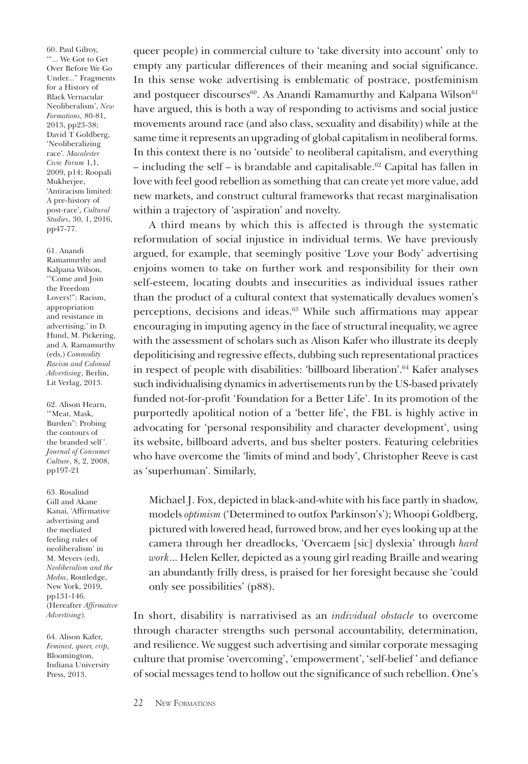queer people) in commercial culture to 'take diversity into account' only to empty any particular differences of their meaning and social significance. In this sense woke advertising is emblematic of postrace, postfeminism and postqueer discourses[60]. As Anandi Ramamurthy and Kalpana Wilson[61] have argued, this is both a way of responding to activisms and social justice movements around race (and also class, sexuality and disability) while at the same time it represents an upgrading of global capitalism in neoliberal forms. In this context there is no 'outside' to neoliberal capitalism, and everything – including the self – is brandable and capitalisable.[62] Capital has fallen in love with feel good rebellion as something that can create yet more value, add new markets, and construct cultural frameworks that recast marginalisation within a trajectory of 'aspiration' and novelty.

A third means by which this is affected is through the systematic reformulation of social injustice in individual terms. We have previously argued, for example, that seemingly positive 'Love your Body' advertising enjoins women to take on further work and responsibility for their own self-esteem, locating doubts and insecurities as individual issues rather than the product of a cultural context that systematically devalues women's perceptions, decisions and ideas.[63] While such affirmations may appear encouraging in imputing agency in the face of structural inequality, we agree with the assessment of scholars such as Alison Kafer who illustrate its deeply depoliticising and regressive effects, dubbing such representational practices in respect of people with disabilities: 'billboard liberation'.[64] Kafer analyses such individualising dynamics in advertisements run by the US-based privately funded not-for-profit 'Foundation for a Better Life'. In its promotion of the purportedly apolitical notion of a 'better life', the FBL is highly active in advocating for 'personal responsibility and character development', using its website, billboard adverts, and bus shelter posters. Featuring celebrities who have overcome the 'limits of mind and body', Christopher Reeve is cast as 'superhuman'. Similarly,

> Michael J. Fox, depicted in black-and-white with his face partly in shadow, models *optimism* ('Determined to outfox Parkinson's'); Whoopi Goldberg, pictured with lowered head, furrowed brow, and her eyes looking up at the camera through her dreadlocks, 'Overcaem [sic] dyslexia' through *hard work*... Helen Keller, depicted as a young girl reading Braille and wearing an abundantly frilly dress, is praised for her foresight because she 'could only see possibilities' (p88).

In short, disability is narrativised as an *individual obstacle* to overcome through character strengths such personal accountability, determination, and resilience. We suggest such advertising and similar corporate messaging culture that promise 'overcoming', 'empowerment', 'self-belief' and defiance of social messages tend to hollow out the significance of such rebellion. One's

60. Paul Gilroy, '"... We Got to Get Over Before We Go Under..." Fragments for a History of Black Vernacular Neoliberalism', *New Formations*, 80-81, 2013, pp23-38; David T Goldberg, 'Neoliberalizing race'. *Macalester Civic Forum* 1,1, 2009, p14; Roopali Mukherjee, 'Antiracism limited: A pre-history of post-race', *Cultural Studies*, 30, 1, 2016, pp47-77.

61. Anandi Ramamurthy and Kalpana Wilson, '"Come and Join the Freedom Lovers!": Racism, appropriation and resistance in advertising,' in D. Hund, M. Pickering, and A. Ramamurthy (eds.) *Commodity Racism and Colonial Advertising*, Berlin, Lit Verlag, 2013.

62. Alison Hearn, '"Meat, Mask, Burden": Probing the contours of the branded self'. *Journal of Consumer Culture*, 8, 2, 2008, pp197-21

63. Rosalind Gill and Akane Kanai, 'Affirmative advertising and the mediated feeling rules of neoliberalism' in M. Meyers (ed), *Neoliberalism and the Media*, Routledge, New York, 2019, pp131-146. (Hereafter *Affirmative Advertising*).

64. Alison Kafer, *Feminist, queer, crip*, Bloomington, Indiana University Press, 2013.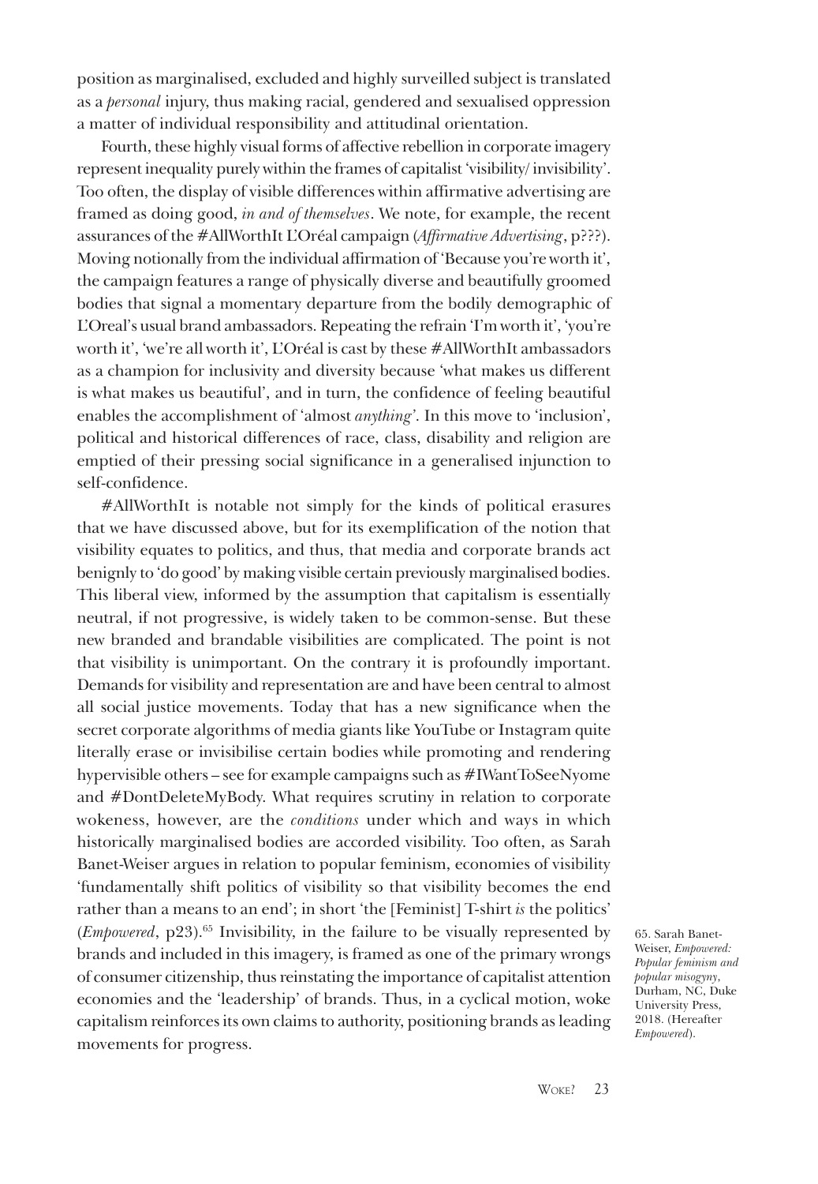position as marginalised, excluded and highly surveilled subject is translated as a *personal* injury, thus making racial, gendered and sexualised oppression a matter of individual responsibility and attitudinal orientation.

Fourth, these highly visual forms of affective rebellion in corporate imagery represent inequality purely within the frames of capitalist 'visibility/ invisibility'. Too often, the display of visible differences within affirmative advertising are framed as doing good, *in and of themselves*. We note, for example, the recent assurances of the #AllWorthIt L'Oréal campaign (*Affirmative Advertising*, p???). Moving notionally from the individual affirmation of 'Because you're worth it', the campaign features a range of physically diverse and beautifully groomed bodies that signal a momentary departure from the bodily demographic of L'Oreal's usual brand ambassadors. Repeating the refrain 'I'm worth it', 'you're worth it', 'we're all worth it', L'Oréal is cast by these #AllWorthIt ambassadors as a champion for inclusivity and diversity because 'what makes us different is what makes us beautiful', and in turn, the confidence of feeling beautiful enables the accomplishment of 'almost *anything*'. In this move to 'inclusion', political and historical differences of race, class, disability and religion are emptied of their pressing social significance in a generalised injunction to self-confidence.

#AllWorthIt is notable not simply for the kinds of political erasures that we have discussed above, but for its exemplification of the notion that visibility equates to politics, and thus, that media and corporate brands act benignly to 'do good' by making visible certain previously marginalised bodies. This liberal view, informed by the assumption that capitalism is essentially neutral, if not progressive, is widely taken to be common-sense. But these new branded and brandable visibilities are complicated. The point is not that visibility is unimportant. On the contrary it is profoundly important. Demands for visibility and representation are and have been central to almost all social justice movements. Today that has a new significance when the secret corporate algorithms of media giants like YouTube or Instagram quite literally erase or invisibilise certain bodies while promoting and rendering hypervisible others – see for example campaigns such as #IWantToSeeNyome and #DontDeleteMyBody. What requires scrutiny in relation to corporate wokeness, however, are the *conditions* under which and ways in which historically marginalised bodies are accorded visibility. Too often, as Sarah Banet-Weiser argues in relation to popular feminism, economies of visibility 'fundamentally shift politics of visibility so that visibility becomes the end rather than a means to an end'; in short 'the [Feminist] T-shirt *is* the politics' (*Empowered*, p23).[65] Invisibility, in the failure to be visually represented by brands and included in this imagery, is framed as one of the primary wrongs of consumer citizenship, thus reinstating the importance of capitalist attention economies and the 'leadership' of brands. Thus, in a cyclical motion, woke capitalism reinforces its own claims to authority, positioning brands as leading movements for progress.

65. Sarah Banet-Weiser, *Empowered: Popular feminism and popular misogyny*, Durham, NC, Duke University Press, 2018. (Hereafter *Empowered*).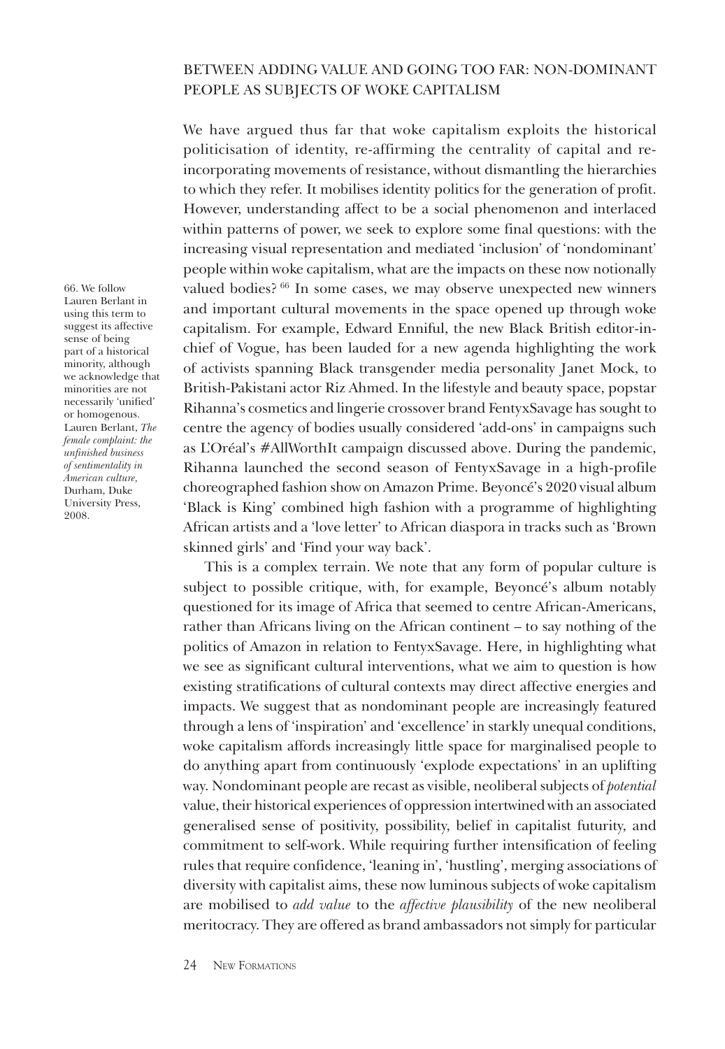## BETWEEN ADDING VALUE AND GOING TOO FAR: NON-DOMINANT PEOPLE AS SUBJECTS OF WOKE CAPITALISM

We have argued thus far that woke capitalism exploits the historical politicisation of identity, re-affirming the centrality of capital and re-incorporating movements of resistance, without dismantling the hierarchies to which they refer. It mobilises identity politics for the generation of profit. However, understanding affect to be a social phenomenon and interlaced within patterns of power, we seek to explore some final questions: with the increasing visual representation and mediated 'inclusion' of 'nondominant' people within woke capitalism, what are the impacts on these now notionally valued bodies? [66] In some cases, we may observe unexpected new winners and important cultural movements in the space opened up through woke capitalism. For example, Edward Enniful, the new Black British editor-in-chief of Vogue, has been lauded for a new agenda highlighting the work of activists spanning Black transgender media personality Janet Mock, to British-Pakistani actor Riz Ahmed. In the lifestyle and beauty space, popstar Rihanna's cosmetics and lingerie crossover brand FentyxSavage has sought to centre the agency of bodies usually considered 'add-ons' in campaigns such as L'Oréal's #AllWorthIt campaign discussed above. During the pandemic, Rihanna launched the second season of FentyxSavage in a high-profile choreographed fashion show on Amazon Prime. Beyoncé's 2020 visual album 'Black is King' combined high fashion with a programme of highlighting African artists and a 'love letter' to African diaspora in tracks such as 'Brown skinned girls' and 'Find your way back'.

This is a complex terrain. We note that any form of popular culture is subject to possible critique, with, for example, Beyoncé's album notably questioned for its image of Africa that seemed to centre African-Americans, rather than Africans living on the African continent – to say nothing of the politics of Amazon in relation to FentyxSavage. Here, in highlighting what we see as significant cultural interventions, what we aim to question is how existing stratifications of cultural contexts may direct affective energies and impacts. We suggest that as nondominant people are increasingly featured through a lens of 'inspiration' and 'excellence' in starkly unequal conditions, woke capitalism affords increasingly little space for marginalised people to do anything apart from continuously 'explode expectations' in an uplifting way. Nondominant people are recast as visible, neoliberal subjects of *potential* value, their historical experiences of oppression intertwined with an associated generalised sense of positivity, possibility, belief in capitalist futurity, and commitment to self-work. While requiring further intensification of feeling rules that require confidence, 'leaning in', 'hustling', merging associations of diversity with capitalist aims, these now luminous subjects of woke capitalism are mobilised to *add value* to the *affective plausibility* of the new neoliberal meritocracy. They are offered as brand ambassadors not simply for particular

66. We follow Lauren Berlant in using this term to suggest its affective sense of being part of a historical minority, although we acknowledge that minorities are not necessarily 'unified' or homogenous. Lauren Berlant, *The female complaint: the unfinished business of sentimentality in American culture,* Durham, Duke University Press, 2008.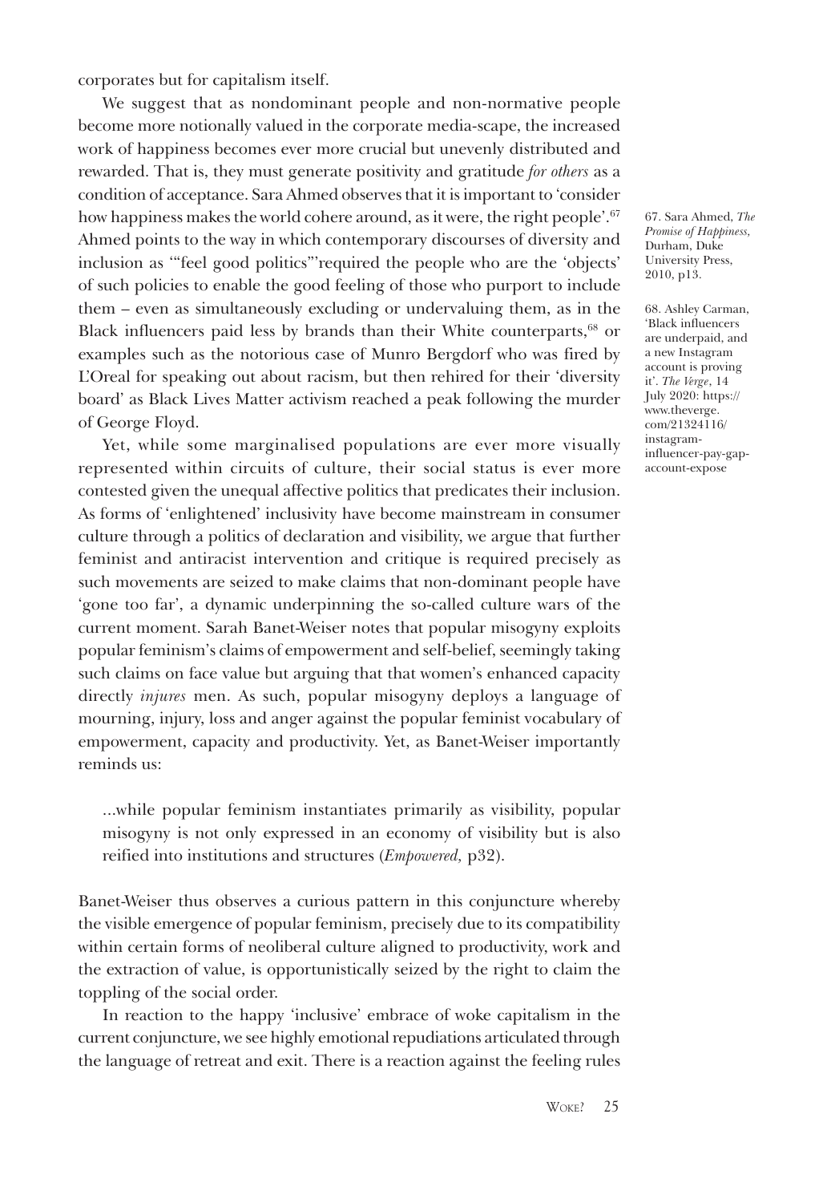corporates but for capitalism itself.

We suggest that as nondominant people and non-normative people become more notionally valued in the corporate media-scape, the increased work of happiness becomes ever more crucial but unevenly distributed and rewarded. That is, they must generate positivity and gratitude *for others* as a condition of acceptance. Sara Ahmed observes that it is important to 'consider how happiness makes the world cohere around, as it were, the right people'.[67] Ahmed points to the way in which contemporary discourses of diversity and inclusion as '"feel good politics"'required the people who are the 'objects' of such policies to enable the good feeling of those who purport to include them – even as simultaneously excluding or undervaluing them, as in the Black influencers paid less by brands than their White counterparts,[68] or examples such as the notorious case of Munro Bergdorf who was fired by L'Oreal for speaking out about racism, but then rehired for their 'diversity board' as Black Lives Matter activism reached a peak following the murder of George Floyd.

Yet, while some marginalised populations are ever more visually represented within circuits of culture, their social status is ever more contested given the unequal affective politics that predicates their inclusion. As forms of 'enlightened' inclusivity have become mainstream in consumer culture through a politics of declaration and visibility, we argue that further feminist and antiracist intervention and critique is required precisely as such movements are seized to make claims that non-dominant people have 'gone too far', a dynamic underpinning the so-called culture wars of the current moment. Sarah Banet-Weiser notes that popular misogyny exploits popular feminism's claims of empowerment and self-belief, seemingly taking such claims on face value but arguing that that women's enhanced capacity directly *injures* men. As such, popular misogyny deploys a language of mourning, injury, loss and anger against the popular feminist vocabulary of empowerment, capacity and productivity. Yet, as Banet-Weiser importantly reminds us:

> ...while popular feminism instantiates primarily as visibility, popular misogyny is not only expressed in an economy of visibility but is also reified into institutions and structures (*Empowered,* p32).

Banet-Weiser thus observes a curious pattern in this conjuncture whereby the visible emergence of popular feminism, precisely due to its compatibility within certain forms of neoliberal culture aligned to productivity, work and the extraction of value, is opportunistically seized by the right to claim the toppling of the social order.

In reaction to the happy 'inclusive' embrace of woke capitalism in the current conjuncture, we see highly emotional repudiations articulated through the language of retreat and exit. There is a reaction against the feeling rules

67. Sara Ahmed, *The Promise of Happiness,* Durham, Duke University Press, 2010, p13.

68. Ashley Carman, 'Black influencers are underpaid, and a new Instagram account is proving it'. *The Verge*, 14 July 2020: https://www.theverge.com/21324116/instagram-influencer-pay-gap-account-expose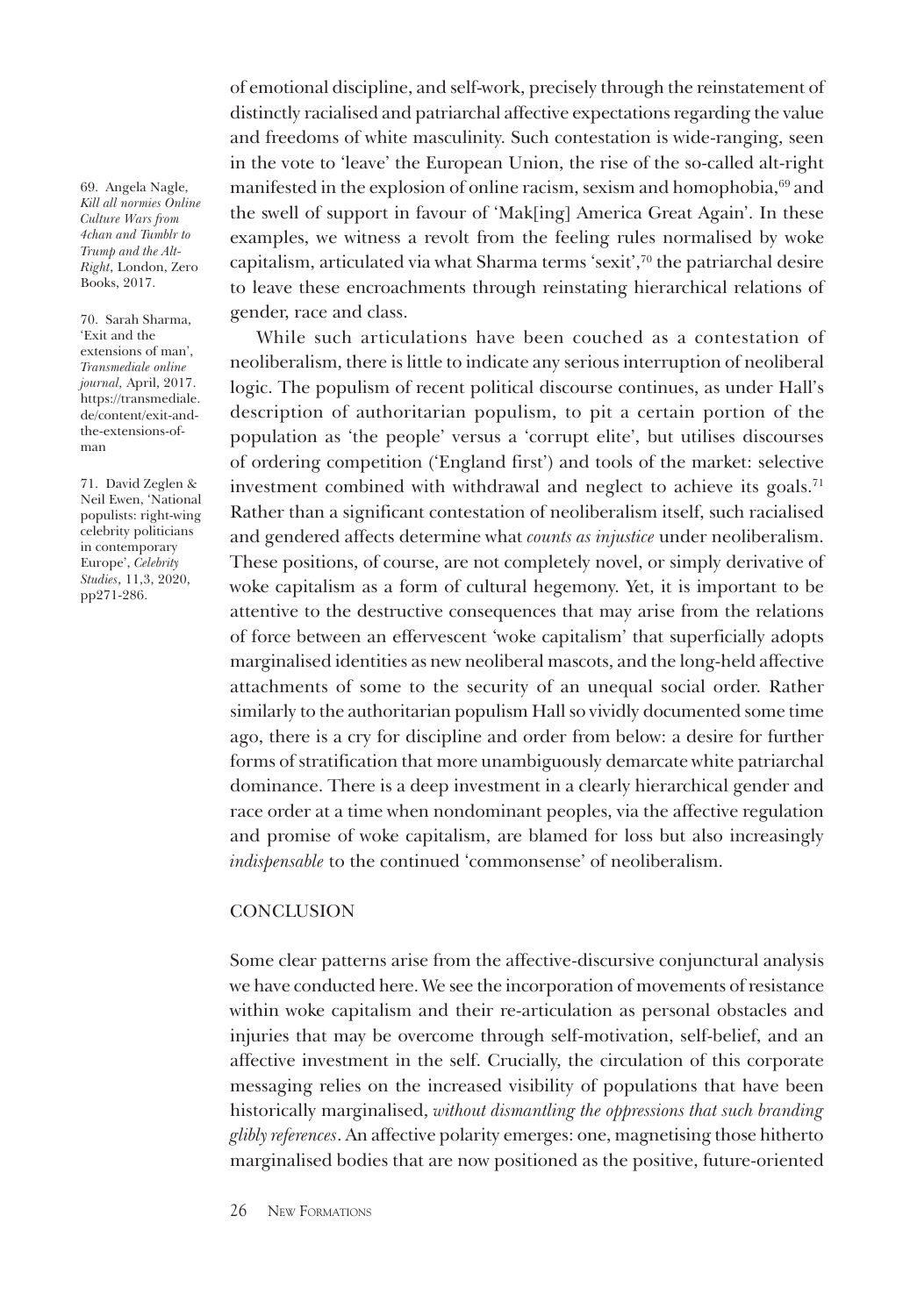of emotional discipline, and self-work, precisely through the reinstatement of distinctly racialised and patriarchal affective expectations regarding the value and freedoms of white masculinity. Such contestation is wide-ranging, seen in the vote to 'leave' the European Union, the rise of the so-called alt-right manifested in the explosion of online racism, sexism and homophobia,[69] and the swell of support in favour of 'Mak[ing] America Great Again'. In these examples, we witness a revolt from the feeling rules normalised by woke capitalism, articulated via what Sharma terms 'sexit',[70] the patriarchal desire to leave these encroachments through reinstating hierarchical relations of gender, race and class.

While such articulations have been couched as a contestation of neoliberalism, there is little to indicate any serious interruption of neoliberal logic. The populism of recent political discourse continues, as under Hall's description of authoritarian populism, to pit a certain portion of the population as 'the people' versus a 'corrupt elite', but utilises discourses of ordering competition ('England first') and tools of the market: selective investment combined with withdrawal and neglect to achieve its goals.[71] Rather than a significant contestation of neoliberalism itself, such racialised and gendered affects determine what *counts as injustice* under neoliberalism. These positions, of course, are not completely novel, or simply derivative of woke capitalism as a form of cultural hegemony. Yet, it is important to be attentive to the destructive consequences that may arise from the relations of force between an effervescent 'woke capitalism' that superficially adopts marginalised identities as new neoliberal mascots, and the long-held affective attachments of some to the security of an unequal social order. Rather similarly to the authoritarian populism Hall so vividly documented some time ago, there is a cry for discipline and order from below: a desire for further forms of stratification that more unambiguously demarcate white patriarchal dominance. There is a deep investment in a clearly hierarchical gender and race order at a time when nondominant peoples, via the affective regulation and promise of woke capitalism, are blamed for loss but also increasingly *indispensable* to the continued 'commonsense' of neoliberalism.

## CONCLUSION

Some clear patterns arise from the affective-discursive conjunctural analysis we have conducted here. We see the incorporation of movements of resistance within woke capitalism and their re-articulation as personal obstacles and injuries that may be overcome through self-motivation, self-belief, and an affective investment in the self. Crucially, the circulation of this corporate messaging relies on the increased visibility of populations that have been historically marginalised, *without dismantling the oppressions that such branding glibly references*. An affective polarity emerges: one, magnetising those hitherto marginalised bodies that are now positioned as the positive, future-oriented

69. Angela Nagle, *Kill all normies Online Culture Wars from 4chan and Tumblr to Trump and the Alt-Right*, London, Zero Books, 2017.

70. Sarah Sharma, 'Exit and the extensions of man', *Transmediale online journal*, April, 2017. https://transmediale.de/content/exit-and-the-extensions-of-man

71. David Zeglen & Neil Ewen, 'National populists: right-wing celebrity politicians in contemporary Europe', *Celebrity Studies*, 11,3, 2020, pp271-286.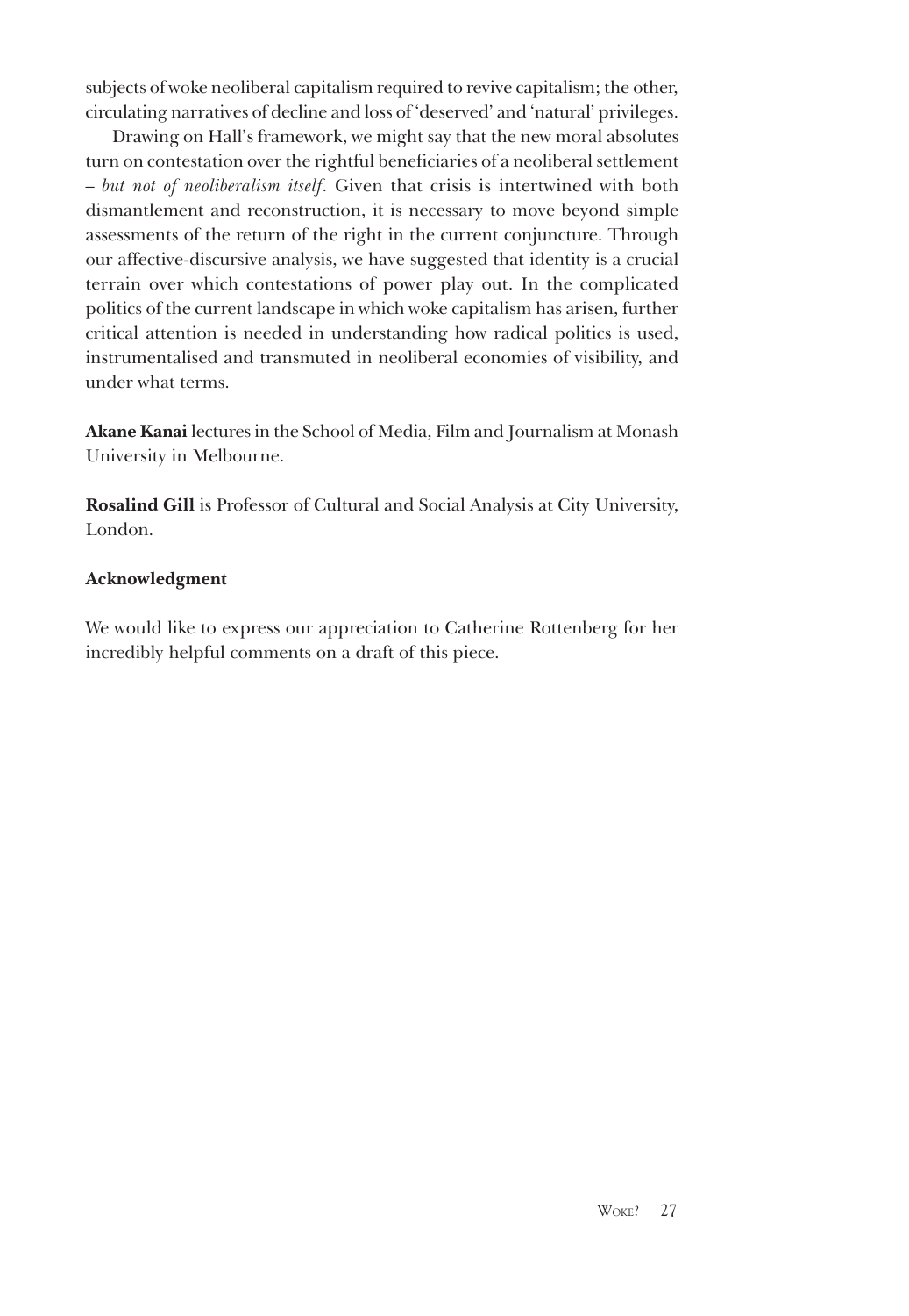subjects of woke neoliberal capitalism required to revive capitalism; the other, circulating narratives of decline and loss of 'deserved' and 'natural' privileges.

Drawing on Hall's framework, we might say that the new moral absolutes turn on contestation over the rightful beneficiaries of a neoliberal settlement – *but not of neoliberalism itself*. Given that crisis is intertwined with both dismantlement and reconstruction, it is necessary to move beyond simple assessments of the return of the right in the current conjuncture. Through our affective-discursive analysis, we have suggested that identity is a crucial terrain over which contestations of power play out. In the complicated politics of the current landscape in which woke capitalism has arisen, further critical attention is needed in understanding how radical politics is used, instrumentalised and transmuted in neoliberal economies of visibility, and under what terms.

**Akane Kanai** lectures in the School of Media, Film and Journalism at Monash University in Melbourne.

**Rosalind Gill** is Professor of Cultural and Social Analysis at City University, London.

**Acknowledgment**

We would like to express our appreciation to Catherine Rottenberg for her incredibly helpful comments on a draft of this piece.